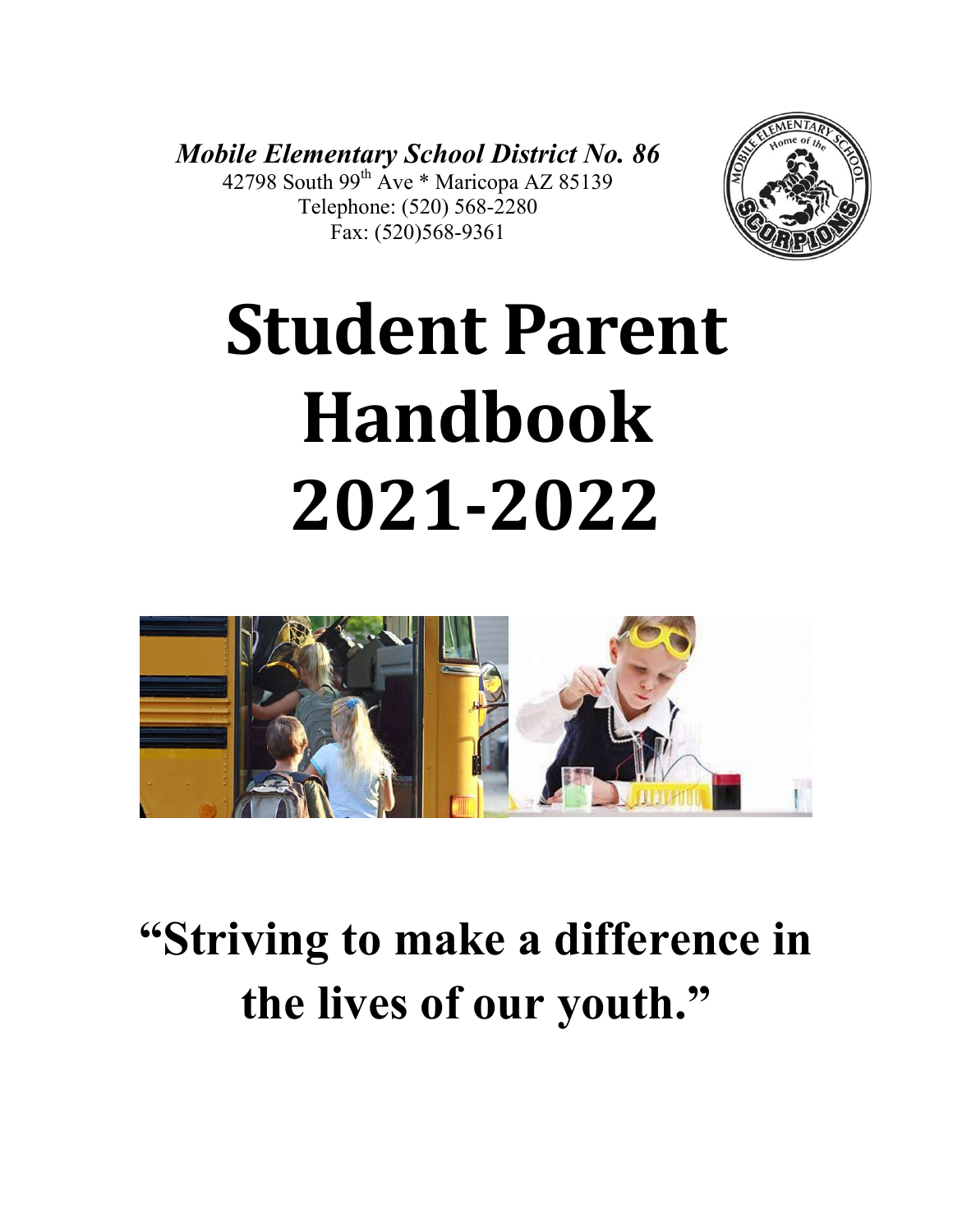***Mobile Elementary School District No. 86***
42798 South 99th Ave * Maricopa AZ 85139
Telephone: (520) 568-2280
Fax: (520)568-9361

# Student Parent Handbook 2021-2022

## "Striving to make a difference in the lives of our youth."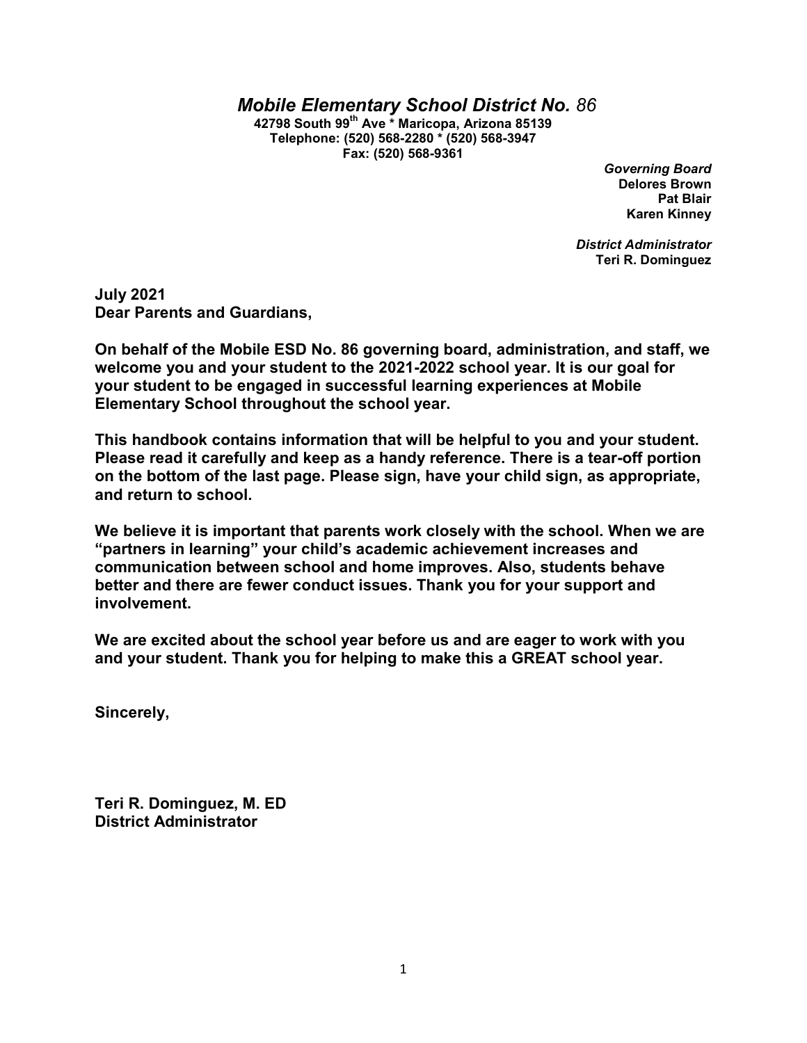# *Mobile Elementary School District No. 86*

**42798 South 99th Ave * Maricopa, Arizona 85139**
**Telephone: (520) 568-2280 * (520) 568-3947**
**Fax: (520) 568-9361**

***Governing Board***
**Delores Brown**
**Pat Blair**
**Karen Kinney**

***District Administrator***
**Teri R. Dominguez**

**July 2021**
**Dear Parents and Guardians,**

**On behalf of the Mobile ESD No. 86 governing board, administration, and staff, we welcome you and your student to the 2021-2022 school year. It is our goal for your student to be engaged in successful learning experiences at Mobile Elementary School throughout the school year.**

**This handbook contains information that will be helpful to you and your student. Please read it carefully and keep as a handy reference. There is a tear-off portion on the bottom of the last page. Please sign, have your child sign, as appropriate, and return to school.**

**We believe it is important that parents work closely with the school. When we are "partners in learning" your child's academic achievement increases and communication between school and home improves. Also, students behave better and there are fewer conduct issues. Thank you for your support and involvement.**

**We are excited about the school year before us and are eager to work with you and your student. Thank you for helping to make this a GREAT school year.**

**Sincerely,**

**Teri R. Dominguez, M. ED**
**District Administrator**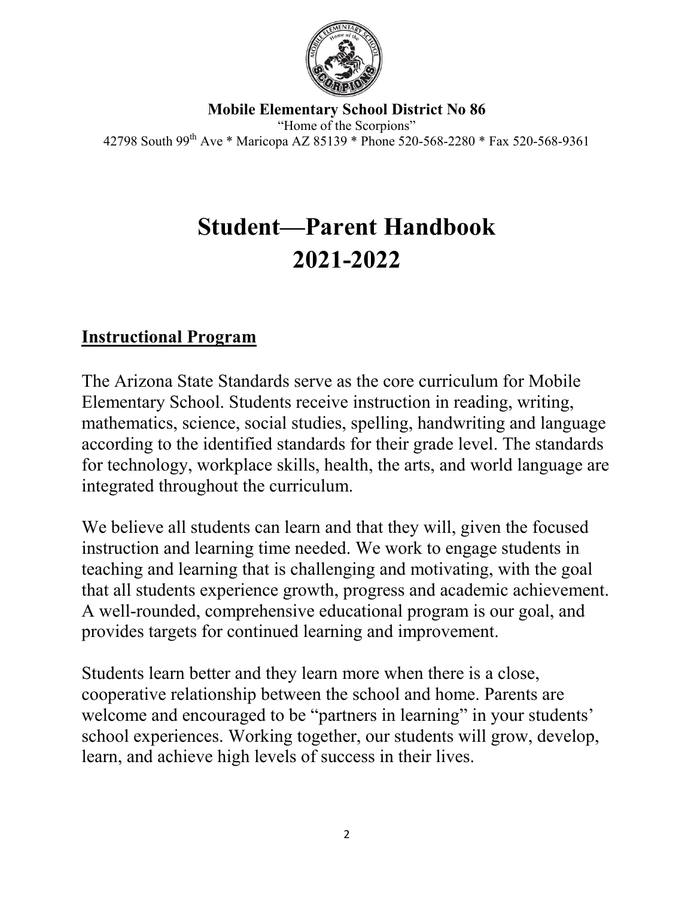**Mobile Elementary School District No 86**

"Home of the Scorpions"

42798 South 99th Ave * Maricopa AZ 85139 * Phone 520-568-2280 * Fax 520-568-9361

# Student—Parent Handbook 2021-2022

## Instructional Program

The Arizona State Standards serve as the core curriculum for Mobile Elementary School. Students receive instruction in reading, writing, mathematics, science, social studies, spelling, handwriting and language according to the identified standards for their grade level. The standards for technology, workplace skills, health, the arts, and world language are integrated throughout the curriculum.

We believe all students can learn and that they will, given the focused instruction and learning time needed. We work to engage students in teaching and learning that is challenging and motivating, with the goal that all students experience growth, progress and academic achievement. A well-rounded, comprehensive educational program is our goal, and provides targets for continued learning and improvement.

Students learn better and they learn more when there is a close, cooperative relationship between the school and home. Parents are welcome and encouraged to be "partners in learning" in your students' school experiences. Working together, our students will grow, develop, learn, and achieve high levels of success in their lives.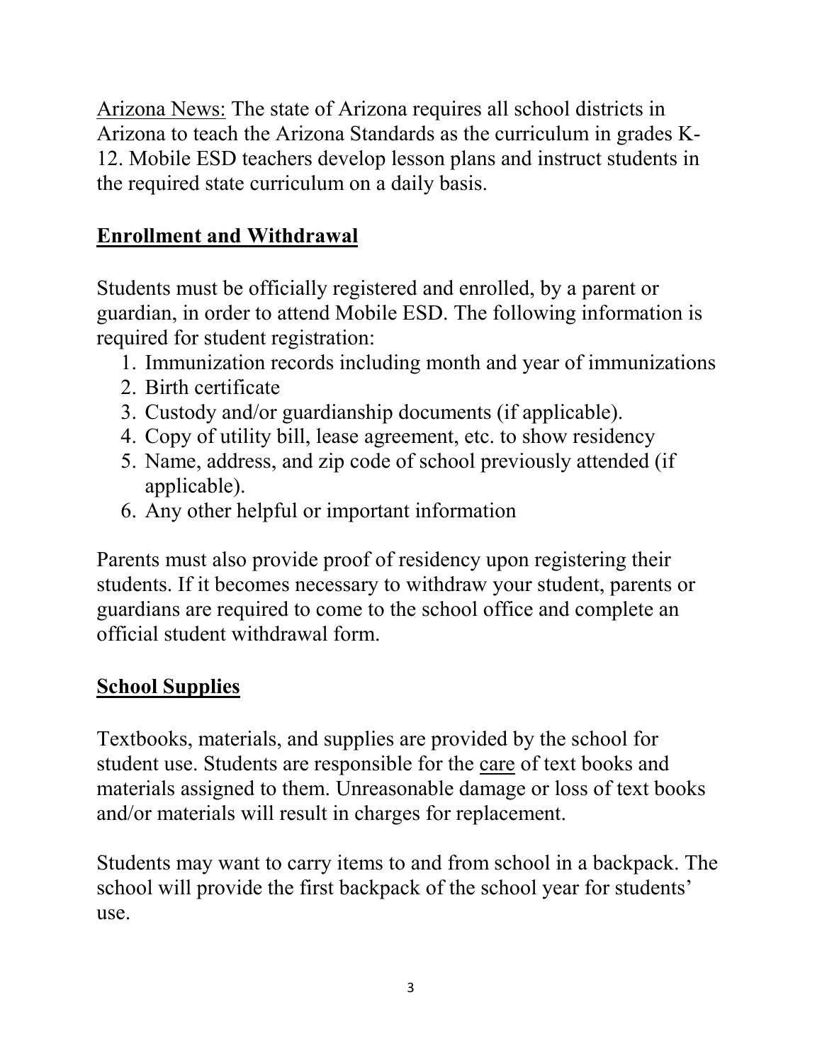<u>Arizona News:</u> The state of Arizona requires all school districts in Arizona to teach the Arizona Standards as the curriculum in grades K-12. Mobile ESD teachers develop lesson plans and instruct students in the required state curriculum on a daily basis.

## Enrollment and Withdrawal

Students must be officially registered and enrolled, by a parent or guardian, in order to attend Mobile ESD. The following information is required for student registration:

1. Immunization records including month and year of immunizations
2. Birth certificate
3. Custody and/or guardianship documents (if applicable).
4. Copy of utility bill, lease agreement, etc. to show residency
5. Name, address, and zip code of school previously attended (if applicable).
6. Any other helpful or important information

Parents must also provide proof of residency upon registering their students. If it becomes necessary to withdraw your student, parents or guardians are required to come to the school office and complete an official student withdrawal form.

## School Supplies

Textbooks, materials, and supplies are provided by the school for student use. Students are responsible for the <u>care</u> of text books and materials assigned to them. Unreasonable damage or loss of text books and/or materials will result in charges for replacement.

Students may want to carry items to and from school in a backpack. The school will provide the first backpack of the school year for students' use.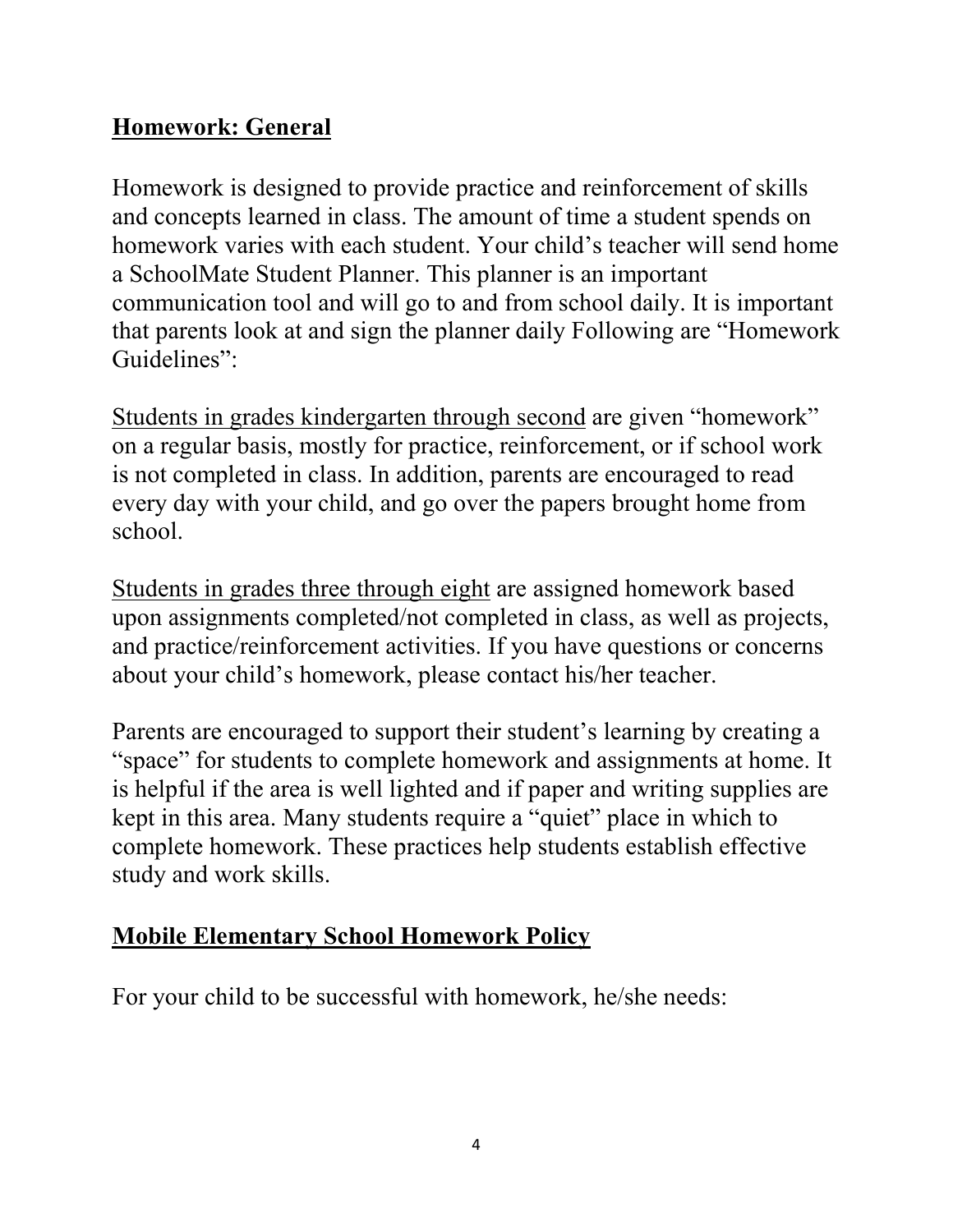## Homework: General

Homework is designed to provide practice and reinforcement of skills and concepts learned in class. The amount of time a student spends on homework varies with each student. Your child's teacher will send home a SchoolMate Student Planner. This planner is an important communication tool and will go to and from school daily. It is important that parents look at and sign the planner daily Following are "Homework Guidelines":

Students in grades kindergarten through second are given "homework" on a regular basis, mostly for practice, reinforcement, or if school work is not completed in class. In addition, parents are encouraged to read every day with your child, and go over the papers brought home from school.

Students in grades three through eight are assigned homework based upon assignments completed/not completed in class, as well as projects, and practice/reinforcement activities. If you have questions or concerns about your child's homework, please contact his/her teacher.

Parents are encouraged to support their student's learning by creating a "space" for students to complete homework and assignments at home. It is helpful if the area is well lighted and if paper and writing supplies are kept in this area. Many students require a "quiet" place in which to complete homework. These practices help students establish effective study and work skills.

## Mobile Elementary School Homework Policy

For your child to be successful with homework, he/she needs: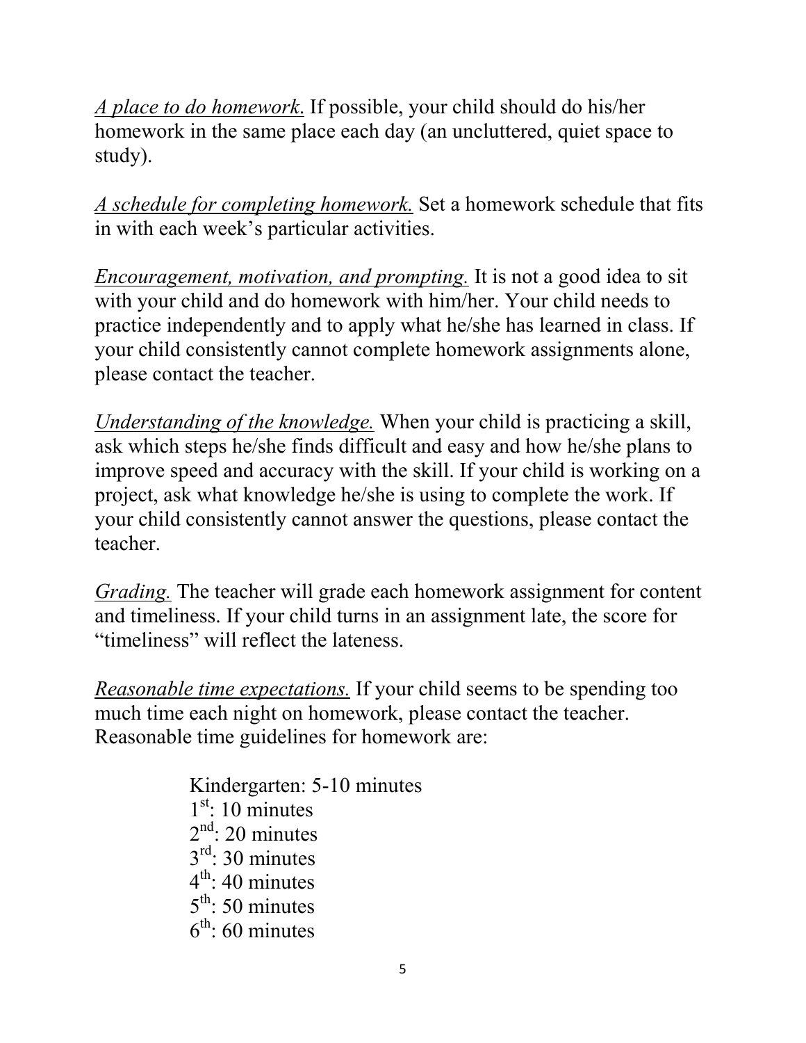*<u>A place to do homework</u>.* If possible, your child should do his/her homework in the same place each day (an uncluttered, quiet space to study).

*<u>A schedule for completing homework.</u>* Set a homework schedule that fits in with each week's particular activities.

*<u>Encouragement, motivation, and prompting.</u>* It is not a good idea to sit with your child and do homework with him/her. Your child needs to practice independently and to apply what he/she has learned in class. If your child consistently cannot complete homework assignments alone, please contact the teacher.

*<u>Understanding of the knowledge.</u>* When your child is practicing a skill, ask which steps he/she finds difficult and easy and how he/she plans to improve speed and accuracy with the skill. If your child is working on a project, ask what knowledge he/she is using to complete the work. If your child consistently cannot answer the questions, please contact the teacher.

*<u>Grading.</u>* The teacher will grade each homework assignment for content and timeliness. If your child turns in an assignment late, the score for "timeliness" will reflect the lateness.

*<u>Reasonable time expectations.</u>* If your child seems to be spending too much time each night on homework, please contact the teacher. Reasonable time guidelines for homework are:

Kindergarten: 5-10 minutes
1st: 10 minutes
2nd: 20 minutes
3rd: 30 minutes
4th: 40 minutes
5th: 50 minutes
6th: 60 minutes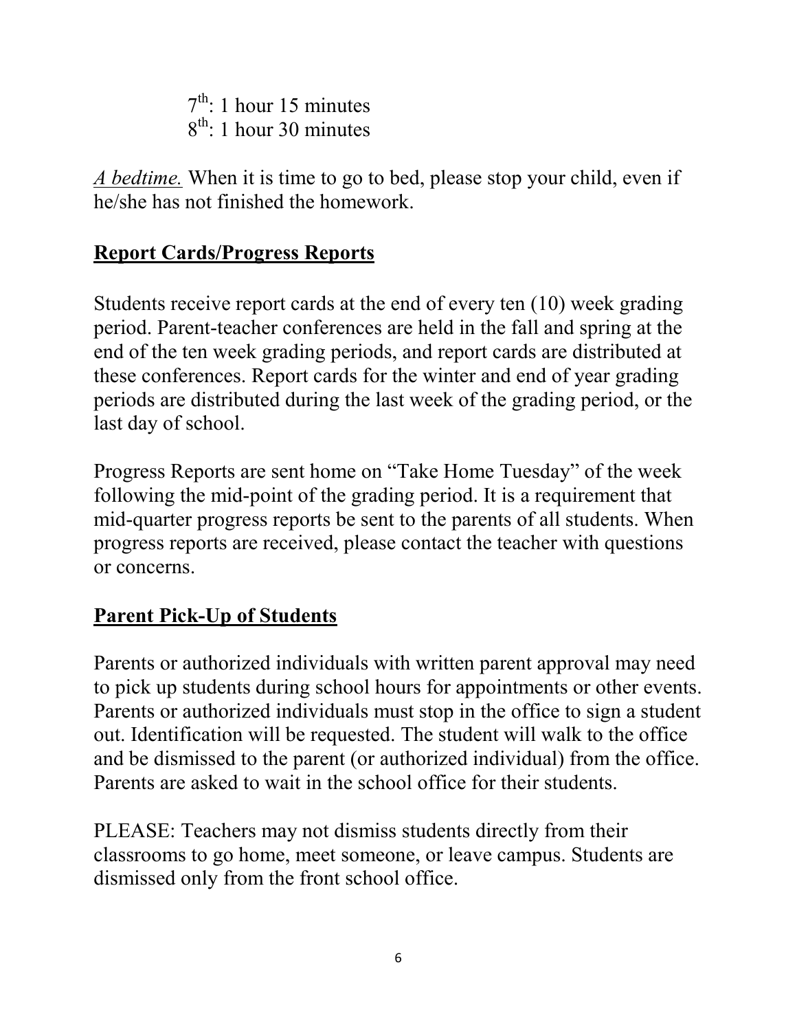7th: 1 hour 15 minutes
8th: 1 hour 30 minutes

*A bedtime.* When it is time to go to bed, please stop your child, even if he/she has not finished the homework.

## Report Cards/Progress Reports

Students receive report cards at the end of every ten (10) week grading period. Parent-teacher conferences are held in the fall and spring at the end of the ten week grading periods, and report cards are distributed at these conferences. Report cards for the winter and end of year grading periods are distributed during the last week of the grading period, or the last day of school.

Progress Reports are sent home on "Take Home Tuesday" of the week following the mid-point of the grading period. It is a requirement that mid-quarter progress reports be sent to the parents of all students. When progress reports are received, please contact the teacher with questions or concerns.

## Parent Pick-Up of Students

Parents or authorized individuals with written parent approval may need to pick up students during school hours for appointments or other events. Parents or authorized individuals must stop in the office to sign a student out. Identification will be requested. The student will walk to the office and be dismissed to the parent (or authorized individual) from the office. Parents are asked to wait in the school office for their students.

PLEASE: Teachers may not dismiss students directly from their classrooms to go home, meet someone, or leave campus. Students are dismissed only from the front school office.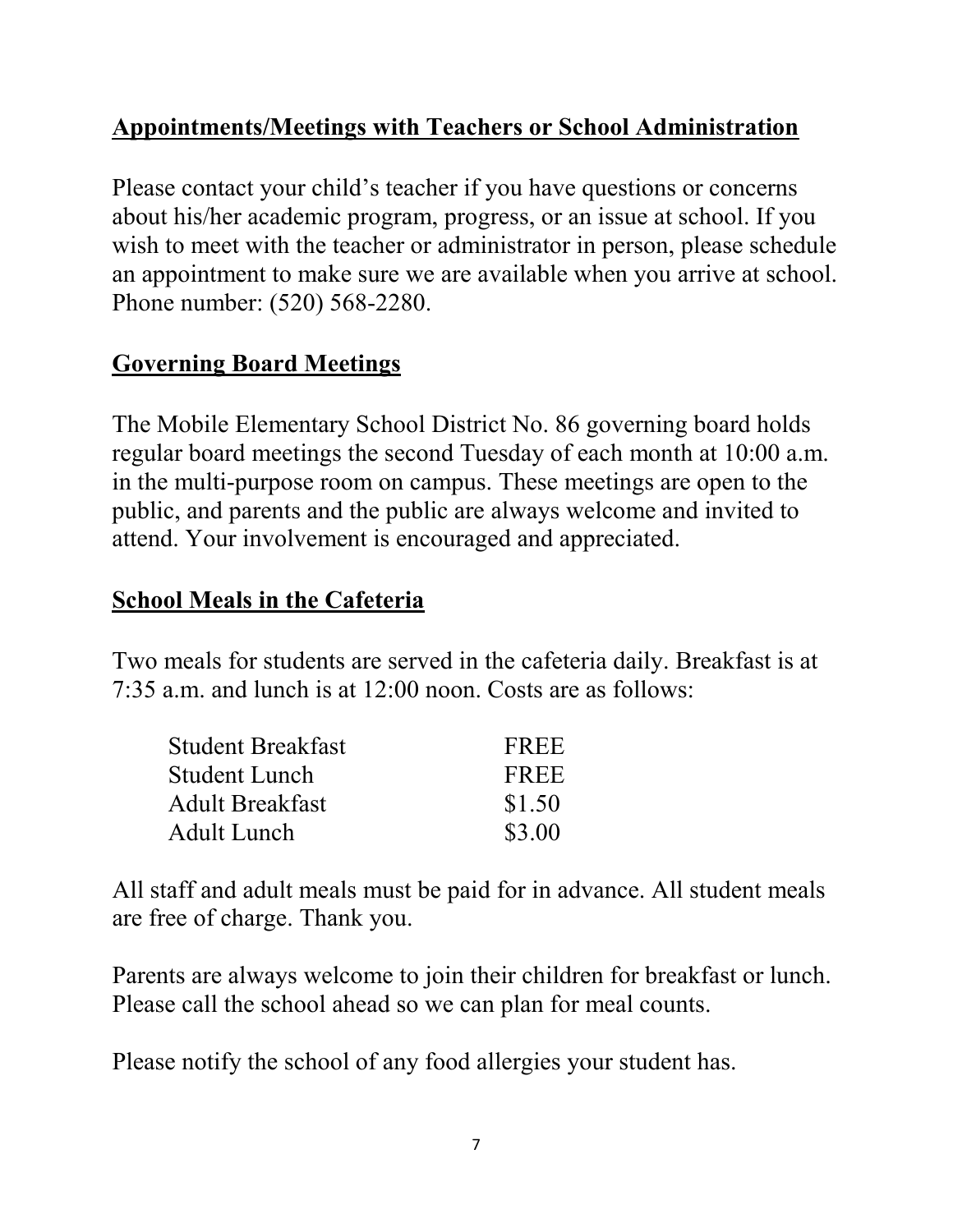## Appointments/Meetings with Teachers or School Administration

Please contact your child's teacher if you have questions or concerns about his/her academic program, progress, or an issue at school. If you wish to meet with the teacher or administrator in person, please schedule an appointment to make sure we are available when you arrive at school. Phone number: (520) 568-2280.

## Governing Board Meetings

The Mobile Elementary School District No. 86 governing board holds regular board meetings the second Tuesday of each month at 10:00 a.m. in the multi-purpose room on campus. These meetings are open to the public, and parents and the public are always welcome and invited to attend. Your involvement is encouraged and appreciated.

## School Meals in the Cafeteria

Two meals for students are served in the cafeteria daily. Breakfast is at 7:35 a.m. and lunch is at 12:00 noon. Costs are as follows:

| | |
|---|---|
| Student Breakfast | FREE |
| Student Lunch | FREE |
| Adult Breakfast | $1.50 |
| Adult Lunch | $3.00 |

All staff and adult meals must be paid for in advance. All student meals are free of charge. Thank you.

Parents are always welcome to join their children for breakfast or lunch. Please call the school ahead so we can plan for meal counts.

Please notify the school of any food allergies your student has.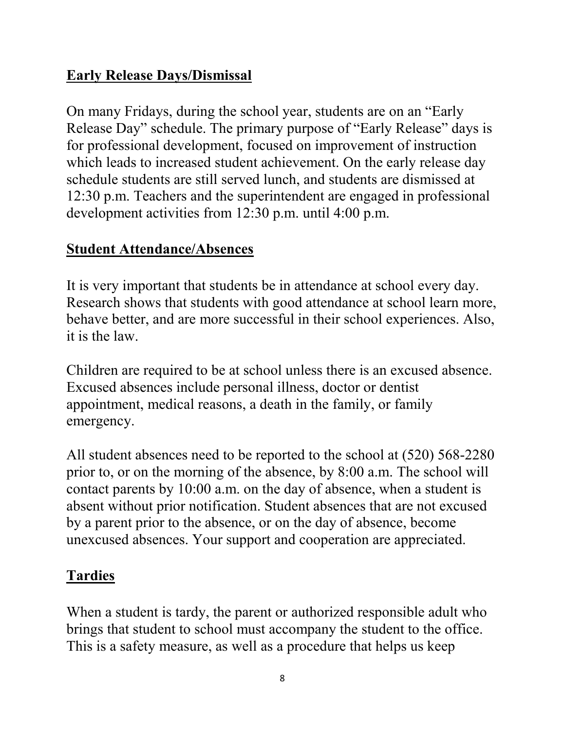## Early Release Days/Dismissal

On many Fridays, during the school year, students are on an "Early Release Day" schedule. The primary purpose of "Early Release" days is for professional development, focused on improvement of instruction which leads to increased student achievement. On the early release day schedule students are still served lunch, and students are dismissed at 12:30 p.m. Teachers and the superintendent are engaged in professional development activities from 12:30 p.m. until 4:00 p.m.

## Student Attendance/Absences

It is very important that students be in attendance at school every day. Research shows that students with good attendance at school learn more, behave better, and are more successful in their school experiences. Also, it is the law.

Children are required to be at school unless there is an excused absence. Excused absences include personal illness, doctor or dentist appointment, medical reasons, a death in the family, or family emergency.

All student absences need to be reported to the school at (520) 568-2280 prior to, or on the morning of the absence, by 8:00 a.m. The school will contact parents by 10:00 a.m. on the day of absence, when a student is absent without prior notification. Student absences that are not excused by a parent prior to the absence, or on the day of absence, become unexcused absences. Your support and cooperation are appreciated.

## Tardies

When a student is tardy, the parent or authorized responsible adult who brings that student to school must accompany the student to the office. This is a safety measure, as well as a procedure that helps us keep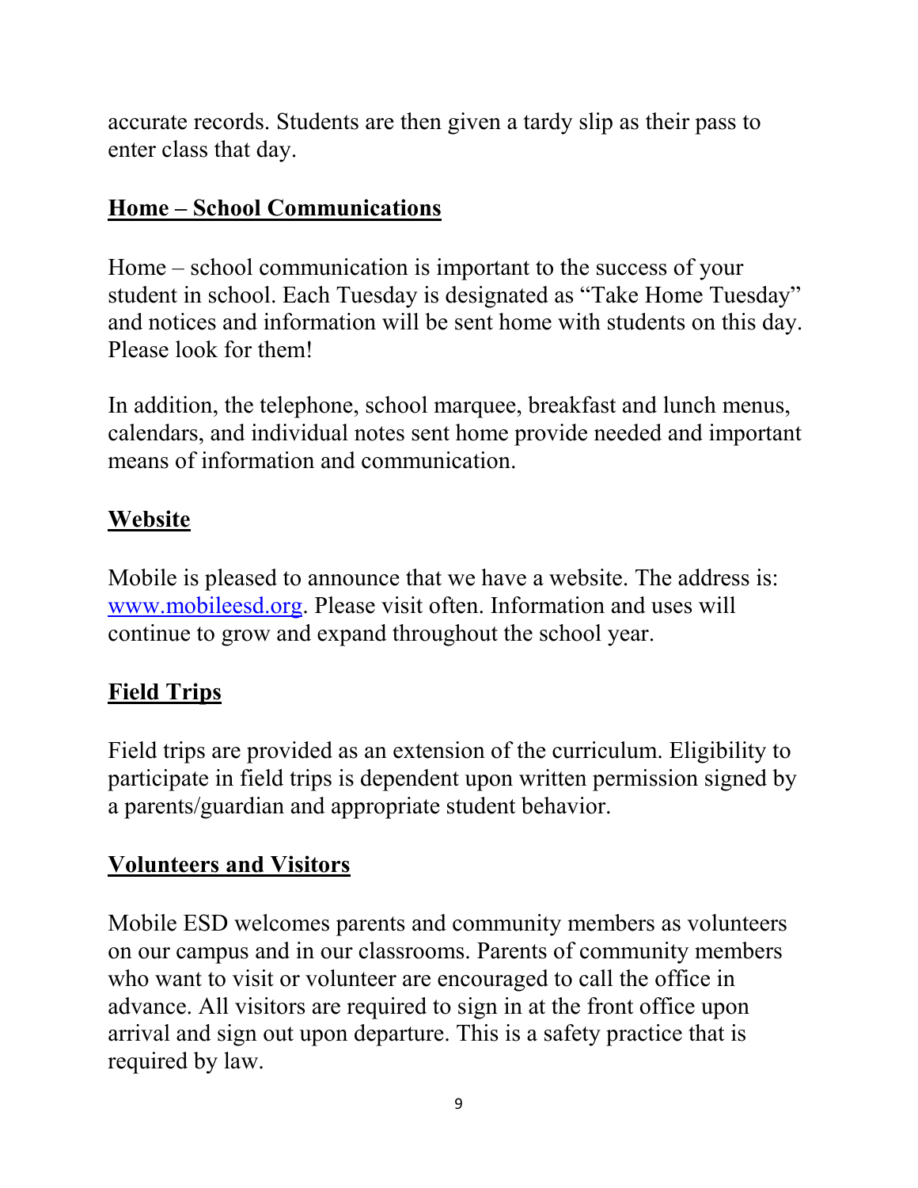accurate records. Students are then given a tardy slip as their pass to enter class that day.

## Home – School Communications

Home – school communication is important to the success of your student in school. Each Tuesday is designated as "Take Home Tuesday" and notices and information will be sent home with students on this day. Please look for them!

In addition, the telephone, school marquee, breakfast and lunch menus, calendars, and individual notes sent home provide needed and important means of information and communication.

## Website

Mobile is pleased to announce that we have a website. The address is: www.mobileesd.org. Please visit often. Information and uses will continue to grow and expand throughout the school year.

## Field Trips

Field trips are provided as an extension of the curriculum. Eligibility to participate in field trips is dependent upon written permission signed by a parents/guardian and appropriate student behavior.

## Volunteers and Visitors

Mobile ESD welcomes parents and community members as volunteers on our campus and in our classrooms. Parents of community members who want to visit or volunteer are encouraged to call the office in advance. All visitors are required to sign in at the front office upon arrival and sign out upon departure. This is a safety practice that is required by law.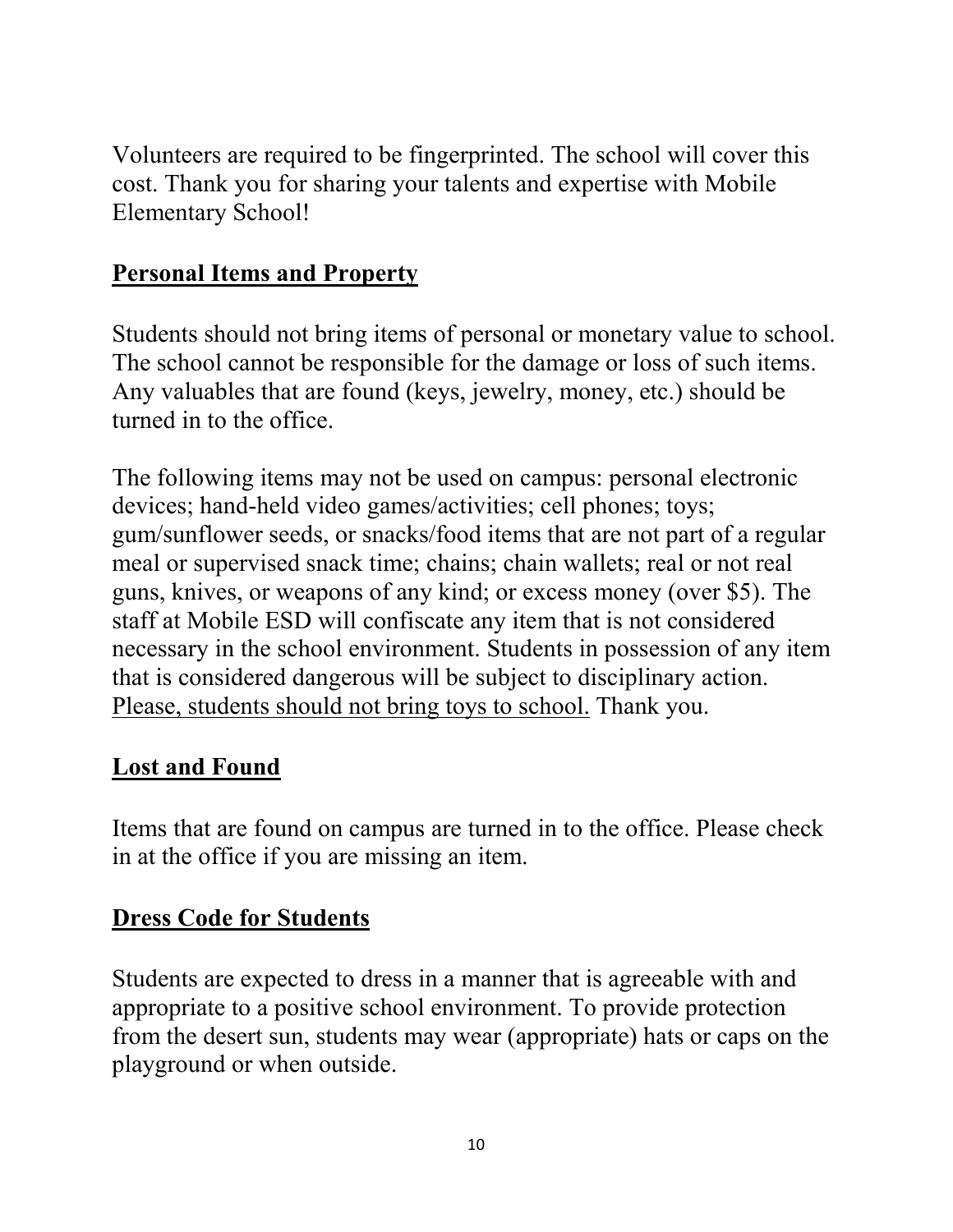Volunteers are required to be fingerprinted. The school will cover this cost. Thank you for sharing your talents and expertise with Mobile Elementary School!

## Personal Items and Property

Students should not bring items of personal or monetary value to school. The school cannot be responsible for the damage or loss of such items. Any valuables that are found (keys, jewelry, money, etc.) should be turned in to the office.

The following items may not be used on campus: personal electronic devices; hand-held video games/activities; cell phones; toys; gum/sunflower seeds, or snacks/food items that are not part of a regular meal or supervised snack time; chains; chain wallets; real or not real guns, knives, or weapons of any kind; or excess money (over $5). The staff at Mobile ESD will confiscate any item that is not considered necessary in the school environment. Students in possession of any item that is considered dangerous will be subject to disciplinary action. <u>Please, students should not bring toys to school.</u> Thank you.

## Lost and Found

Items that are found on campus are turned in to the office. Please check in at the office if you are missing an item.

## Dress Code for Students

Students are expected to dress in a manner that is agreeable with and appropriate to a positive school environment. To provide protection from the desert sun, students may wear (appropriate) hats or caps on the playground or when outside.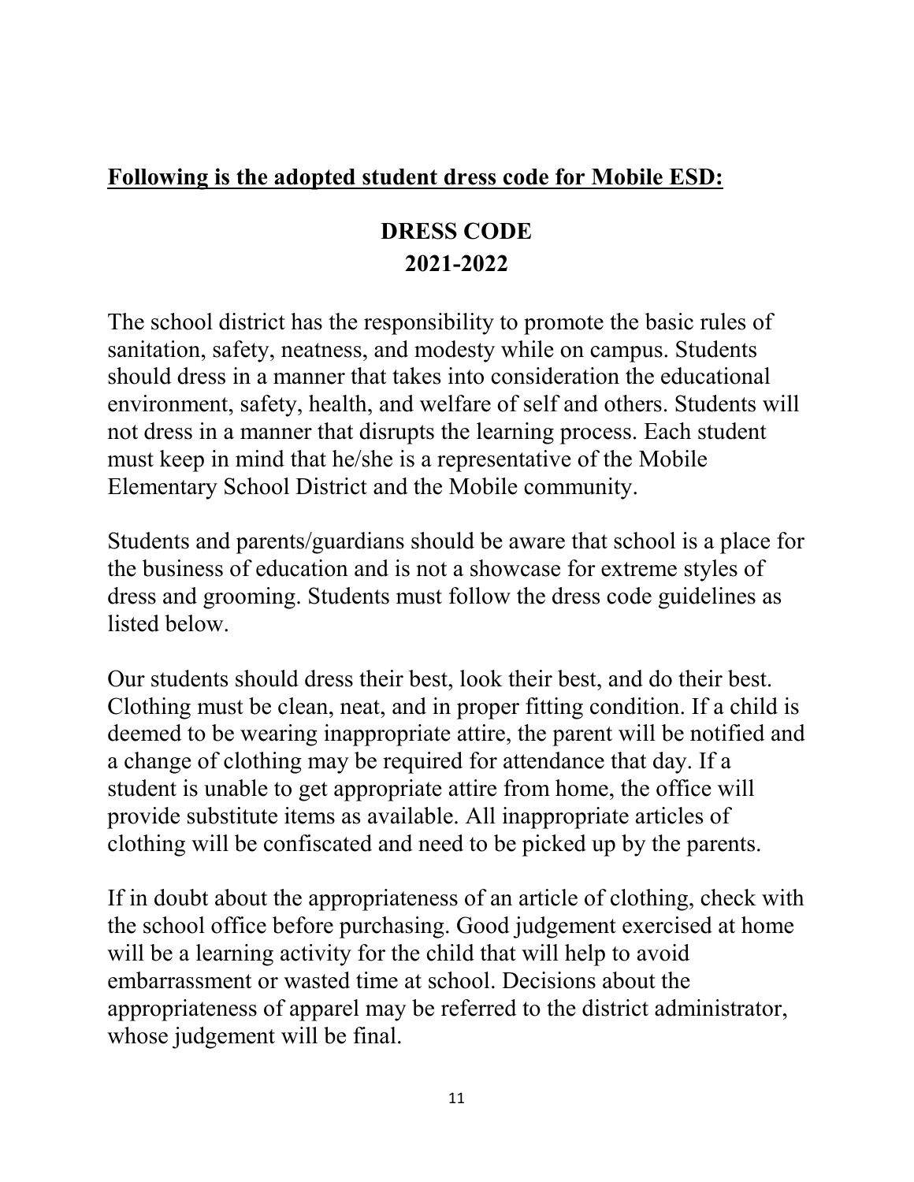**<u>Following is the adopted student dress code for Mobile ESD:</u>**

## DRESS CODE
## 2021-2022

The school district has the responsibility to promote the basic rules of sanitation, safety, neatness, and modesty while on campus. Students should dress in a manner that takes into consideration the educational environment, safety, health, and welfare of self and others. Students will not dress in a manner that disrupts the learning process. Each student must keep in mind that he/she is a representative of the Mobile Elementary School District and the Mobile community.

Students and parents/guardians should be aware that school is a place for the business of education and is not a showcase for extreme styles of dress and grooming. Students must follow the dress code guidelines as listed below.

Our students should dress their best, look their best, and do their best. Clothing must be clean, neat, and in proper fitting condition. If a child is deemed to be wearing inappropriate attire, the parent will be notified and a change of clothing may be required for attendance that day. If a student is unable to get appropriate attire from home, the office will provide substitute items as available. All inappropriate articles of clothing will be confiscated and need to be picked up by the parents.

If in doubt about the appropriateness of an article of clothing, check with the school office before purchasing. Good judgement exercised at home will be a learning activity for the child that will help to avoid embarrassment or wasted time at school. Decisions about the appropriateness of apparel may be referred to the district administrator, whose judgement will be final.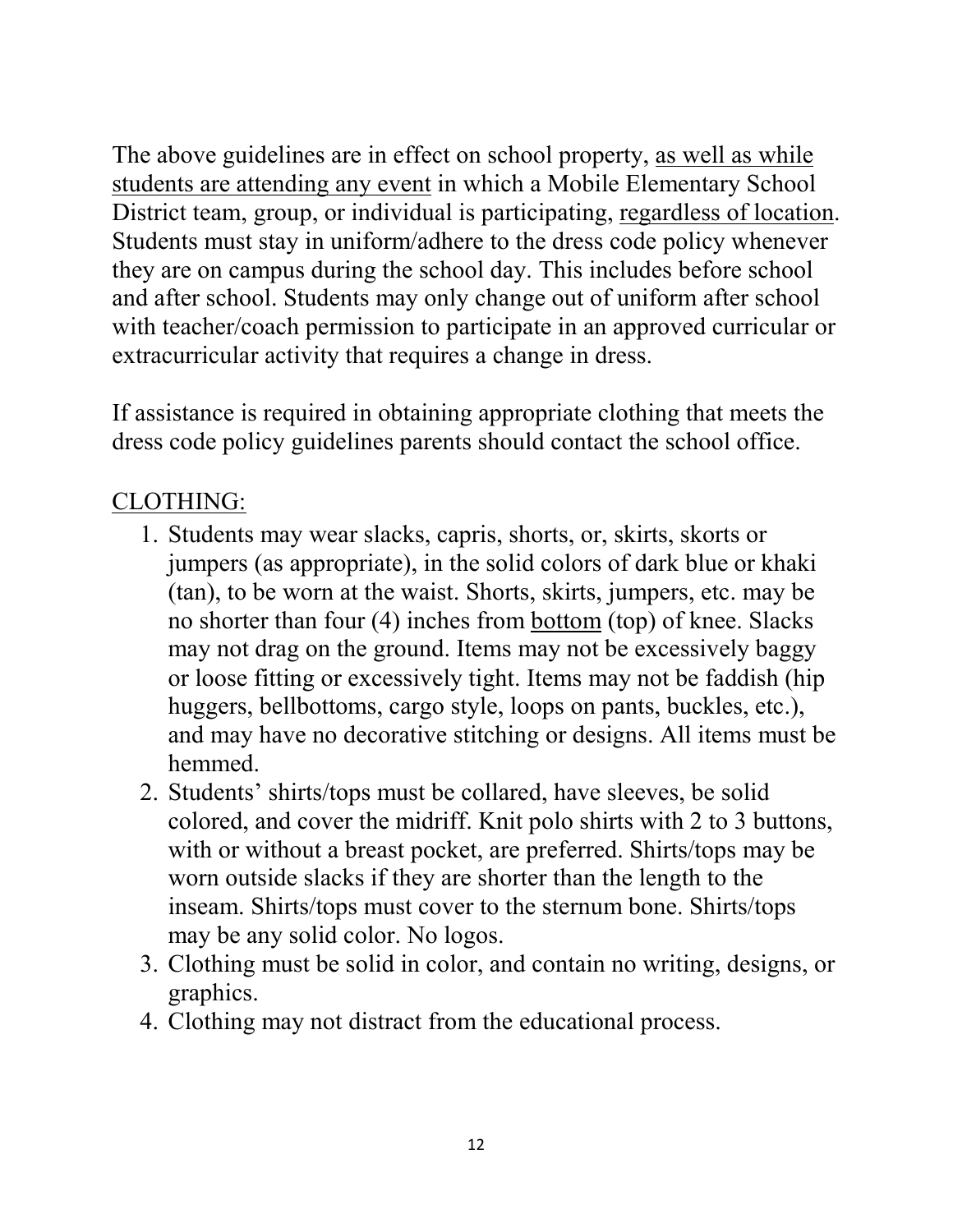The above guidelines are in effect on school property, <u>as well as while students are attending any event</u> in which a Mobile Elementary School District team, group, or individual is participating, <u>regardless of location</u>. Students must stay in uniform/adhere to the dress code policy whenever they are on campus during the school day. This includes before school and after school. Students may only change out of uniform after school with teacher/coach permission to participate in an approved curricular or extracurricular activity that requires a change in dress.

If assistance is required in obtaining appropriate clothing that meets the dress code policy guidelines parents should contact the school office.

<u>CLOTHING:</u>

1. Students may wear slacks, capris, shorts, or, skirts, skorts or jumpers (as appropriate), in the solid colors of dark blue or khaki (tan), to be worn at the waist. Shorts, skirts, jumpers, etc. may be no shorter than four (4) inches from <u>bottom</u> (top) of knee. Slacks may not drag on the ground. Items may not be excessively baggy or loose fitting or excessively tight. Items may not be faddish (hip huggers, bellbottoms, cargo style, loops on pants, buckles, etc.), and may have no decorative stitching or designs. All items must be hemmed.
2. Students' shirts/tops must be collared, have sleeves, be solid colored, and cover the midriff. Knit polo shirts with 2 to 3 buttons, with or without a breast pocket, are preferred. Shirts/tops may be worn outside slacks if they are shorter than the length to the inseam. Shirts/tops must cover to the sternum bone. Shirts/tops may be any solid color. No logos.
3. Clothing must be solid in color, and contain no writing, designs, or graphics.
4. Clothing may not distract from the educational process.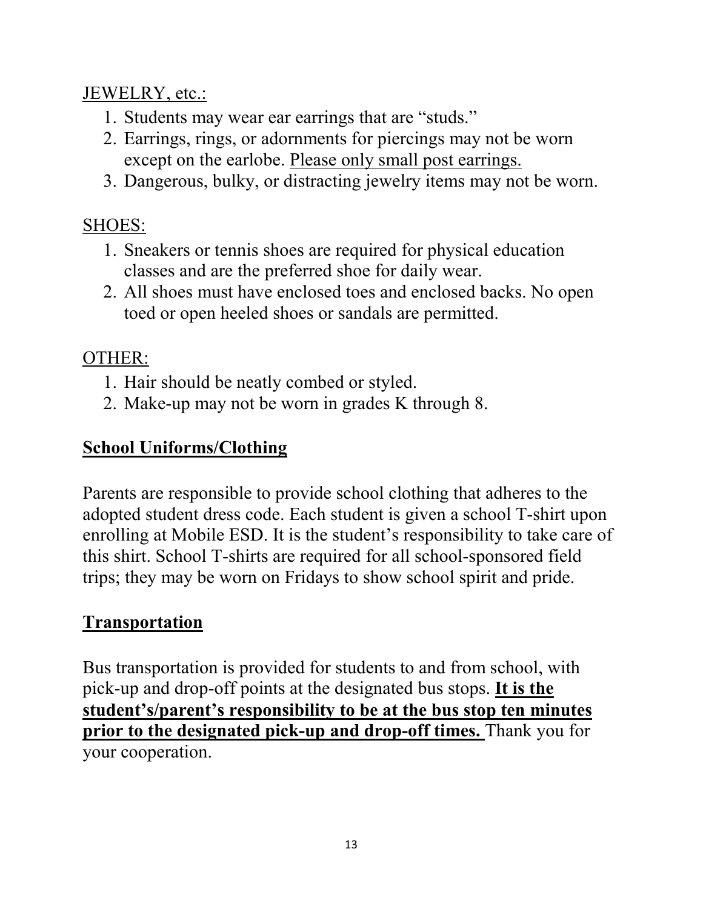JEWELRY, etc.:

1. Students may wear ear earrings that are "studs."
2. Earrings, rings, or adornments for piercings may not be worn except on the earlobe. Please only small post earrings.
3. Dangerous, bulky, or distracting jewelry items may not be worn.

SHOES:

1. Sneakers or tennis shoes are required for physical education classes and are the preferred shoe for daily wear.
2. All shoes must have enclosed toes and enclosed backs. No open toed or open heeled shoes or sandals are permitted.

OTHER:

1. Hair should be neatly combed or styled.
2. Make-up may not be worn in grades K through 8.

## School Uniforms/Clothing

Parents are responsible to provide school clothing that adheres to the adopted student dress code. Each student is given a school T-shirt upon enrolling at Mobile ESD. It is the student's responsibility to take care of this shirt. School T-shirts are required for all school-sponsored field trips; they may be worn on Fridays to show school spirit and pride.

## Transportation

Bus transportation is provided for students to and from school, with pick-up and drop-off points at the designated bus stops. **It is the student's/parent's responsibility to be at the bus stop ten minutes prior to the designated pick-up and drop-off times.** Thank you for your cooperation.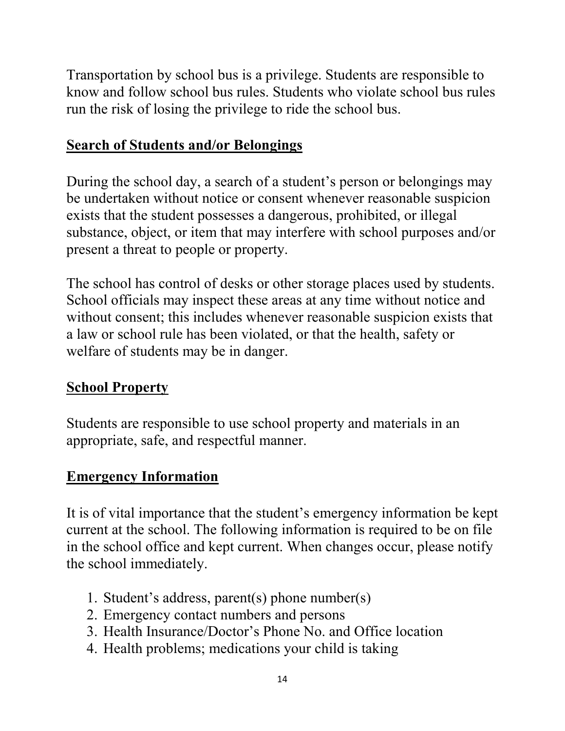Transportation by school bus is a privilege. Students are responsible to know and follow school bus rules. Students who violate school bus rules run the risk of losing the privilege to ride the school bus.

## Search of Students and/or Belongings

During the school day, a search of a student's person or belongings may be undertaken without notice or consent whenever reasonable suspicion exists that the student possesses a dangerous, prohibited, or illegal substance, object, or item that may interfere with school purposes and/or present a threat to people or property.

The school has control of desks or other storage places used by students. School officials may inspect these areas at any time without notice and without consent; this includes whenever reasonable suspicion exists that a law or school rule has been violated, or that the health, safety or welfare of students may be in danger.

## School Property

Students are responsible to use school property and materials in an appropriate, safe, and respectful manner.

## Emergency Information

It is of vital importance that the student's emergency information be kept current at the school. The following information is required to be on file in the school office and kept current. When changes occur, please notify the school immediately.

1. Student's address, parent(s) phone number(s)
2. Emergency contact numbers and persons
3. Health Insurance/Doctor's Phone No. and Office location
4. Health problems; medications your child is taking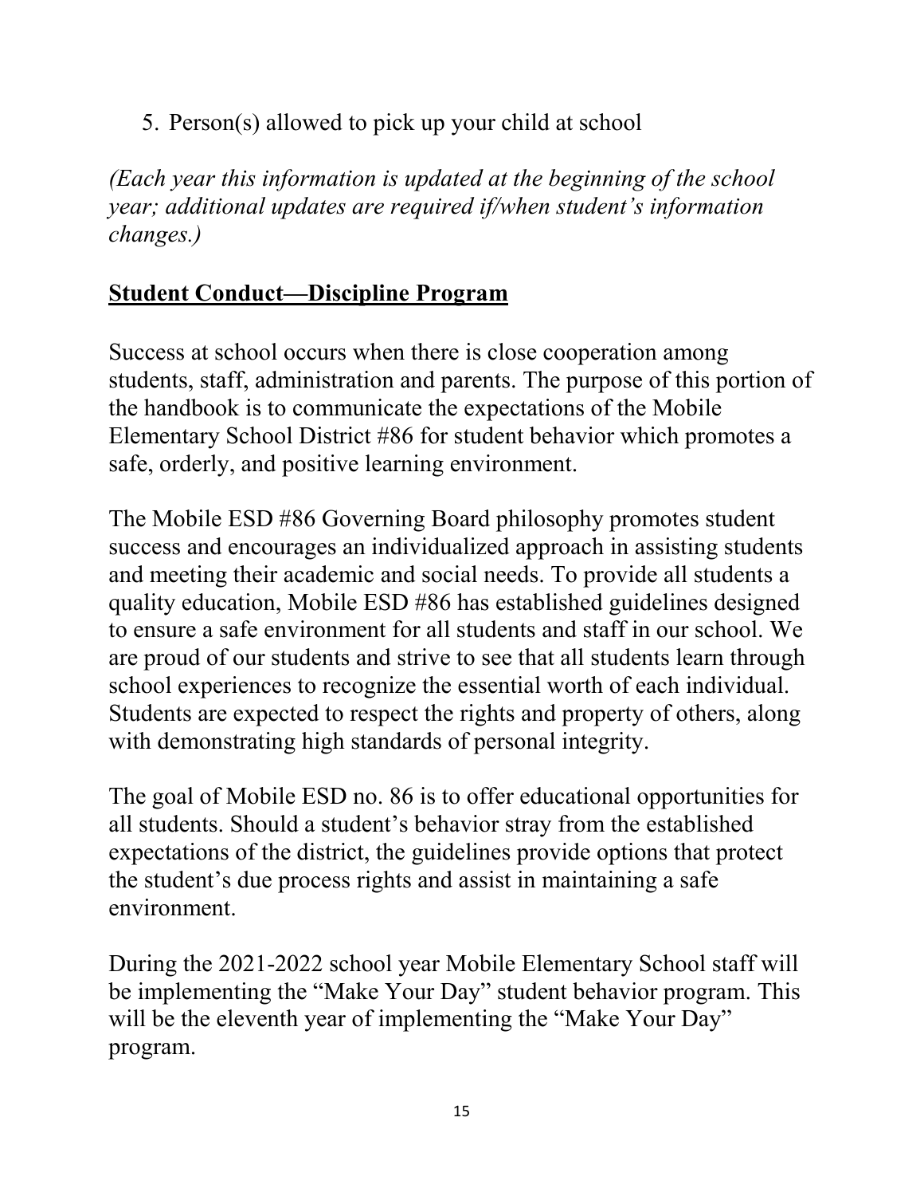5. Person(s) allowed to pick up your child at school

*(Each year this information is updated at the beginning of the school year; additional updates are required if/when student's information changes.)*

## **Student Conduct—Discipline Program**

Success at school occurs when there is close cooperation among students, staff, administration and parents. The purpose of this portion of the handbook is to communicate the expectations of the Mobile Elementary School District #86 for student behavior which promotes a safe, orderly, and positive learning environment.

The Mobile ESD #86 Governing Board philosophy promotes student success and encourages an individualized approach in assisting students and meeting their academic and social needs. To provide all students a quality education, Mobile ESD #86 has established guidelines designed to ensure a safe environment for all students and staff in our school. We are proud of our students and strive to see that all students learn through school experiences to recognize the essential worth of each individual. Students are expected to respect the rights and property of others, along with demonstrating high standards of personal integrity.

The goal of Mobile ESD no. 86 is to offer educational opportunities for all students. Should a student's behavior stray from the established expectations of the district, the guidelines provide options that protect the student's due process rights and assist in maintaining a safe environment.

During the 2021-2022 school year Mobile Elementary School staff will be implementing the "Make Your Day" student behavior program. This will be the eleventh year of implementing the "Make Your Day" program.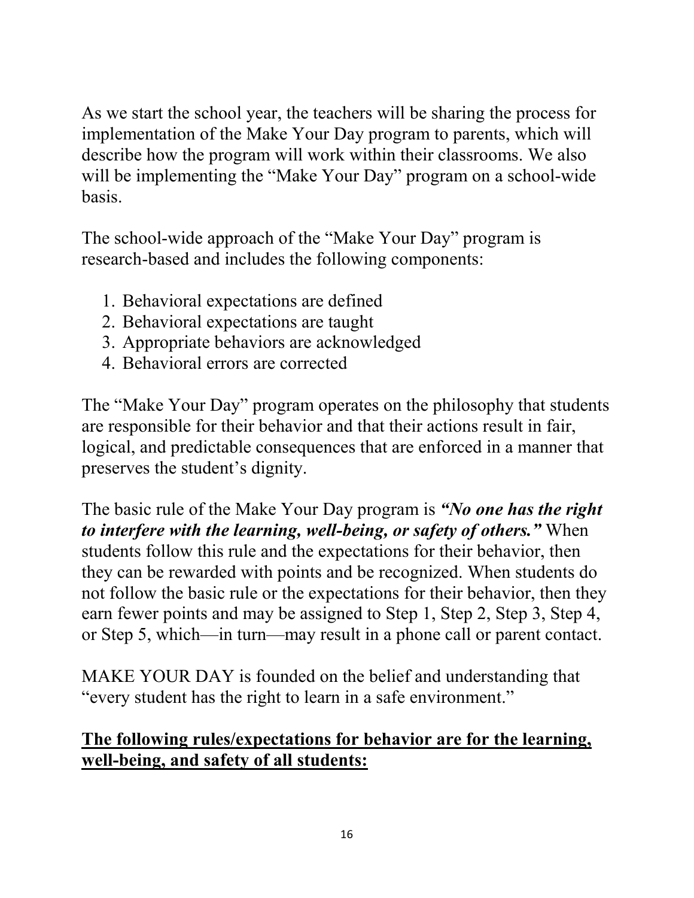As we start the school year, the teachers will be sharing the process for implementation of the Make Your Day program to parents, which will describe how the program will work within their classrooms. We also will be implementing the “Make Your Day” program on a school-wide basis.

The school-wide approach of the “Make Your Day” program is research-based and includes the following components:

1. Behavioral expectations are defined
2. Behavioral expectations are taught
3. Appropriate behaviors are acknowledged
4. Behavioral errors are corrected

The “Make Your Day” program operates on the philosophy that students are responsible for their behavior and that their actions result in fair, logical, and predictable consequences that are enforced in a manner that preserves the student’s dignity.

The basic rule of the Make Your Day program is ***“No one has the right to interfere with the learning, well-being, or safety of others.”*** When students follow this rule and the expectations for their behavior, then they can be rewarded with points and be recognized. When students do not follow the basic rule or the expectations for their behavior, then they earn fewer points and may be assigned to Step 1, Step 2, Step 3, Step 4, or Step 5, which—in turn—may result in a phone call or parent contact.

MAKE YOUR DAY is founded on the belief and understanding that “every student has the right to learn in a safe environment.”

<u>**The following rules/expectations for behavior are for the learning, well-being, and safety of all students:**</u>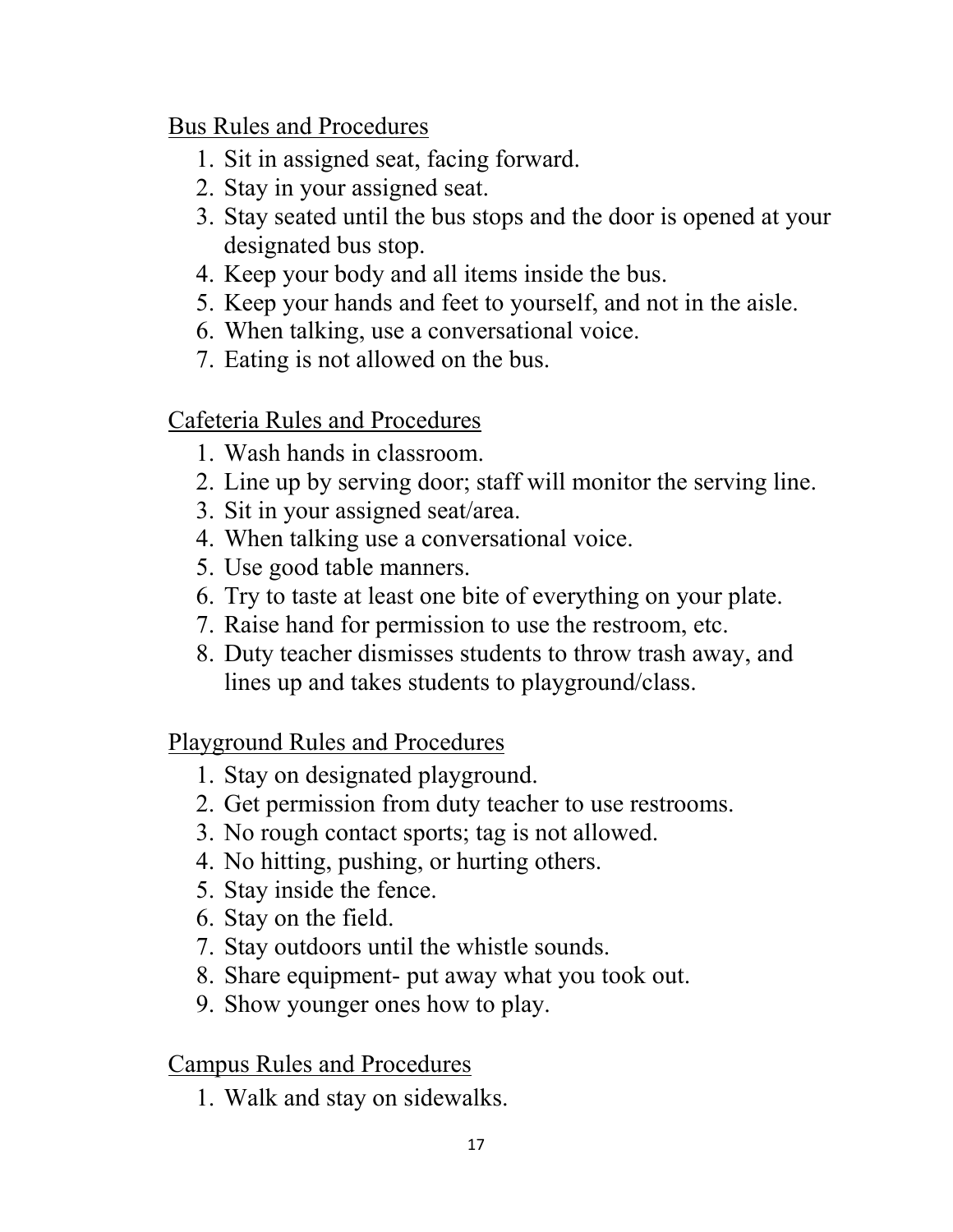Bus Rules and Procedures

1. Sit in assigned seat, facing forward.
2. Stay in your assigned seat.
3. Stay seated until the bus stops and the door is opened at your designated bus stop.
4. Keep your body and all items inside the bus.
5. Keep your hands and feet to yourself, and not in the aisle.
6. When talking, use a conversational voice.
7. Eating is not allowed on the bus.

Cafeteria Rules and Procedures

1. Wash hands in classroom.
2. Line up by serving door; staff will monitor the serving line.
3. Sit in your assigned seat/area.
4. When talking use a conversational voice.
5. Use good table manners.
6. Try to taste at least one bite of everything on your plate.
7. Raise hand for permission to use the restroom, etc.
8. Duty teacher dismisses students to throw trash away, and lines up and takes students to playground/class.

Playground Rules and Procedures

1. Stay on designated playground.
2. Get permission from duty teacher to use restrooms.
3. No rough contact sports; tag is not allowed.
4. No hitting, pushing, or hurting others.
5. Stay inside the fence.
6. Stay on the field.
7. Stay outdoors until the whistle sounds.
8. Share equipment- put away what you took out.
9. Show younger ones how to play.

Campus Rules and Procedures

1. Walk and stay on sidewalks.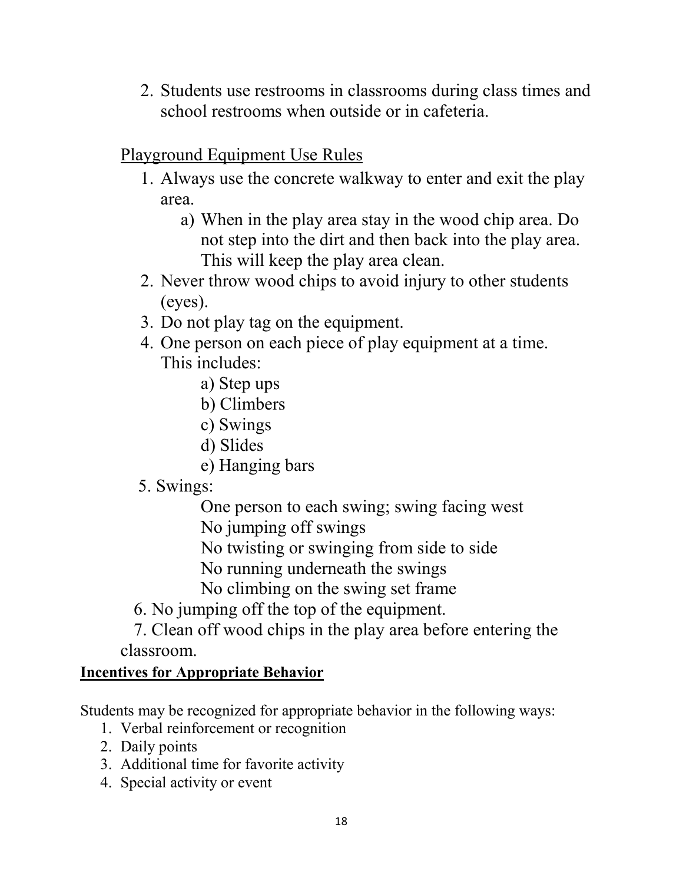2. Students use restrooms in classrooms during class times and school restrooms when outside or in cafeteria.

Playground Equipment Use Rules

1. Always use the concrete walkway to enter and exit the play area.
   a) When in the play area stay in the wood chip area. Do not step into the dirt and then back into the play area. This will keep the play area clean.
2. Never throw wood chips to avoid injury to other students (eyes).
3. Do not play tag on the equipment.
4. One person on each piece of play equipment at a time. This includes:
   a) Step ups
   b) Climbers
   c) Swings
   d) Slides
   e) Hanging bars
5. Swings:
   One person to each swing; swing facing west
   No jumping off swings
   No twisting or swinging from side to side
   No running underneath the swings
   No climbing on the swing set frame
6. No jumping off the top of the equipment.
7. Clean off wood chips in the play area before entering the classroom.

**Incentives for Appropriate Behavior**

Students may be recognized for appropriate behavior in the following ways:

1. Verbal reinforcement or recognition
2. Daily points
3. Additional time for favorite activity
4. Special activity or event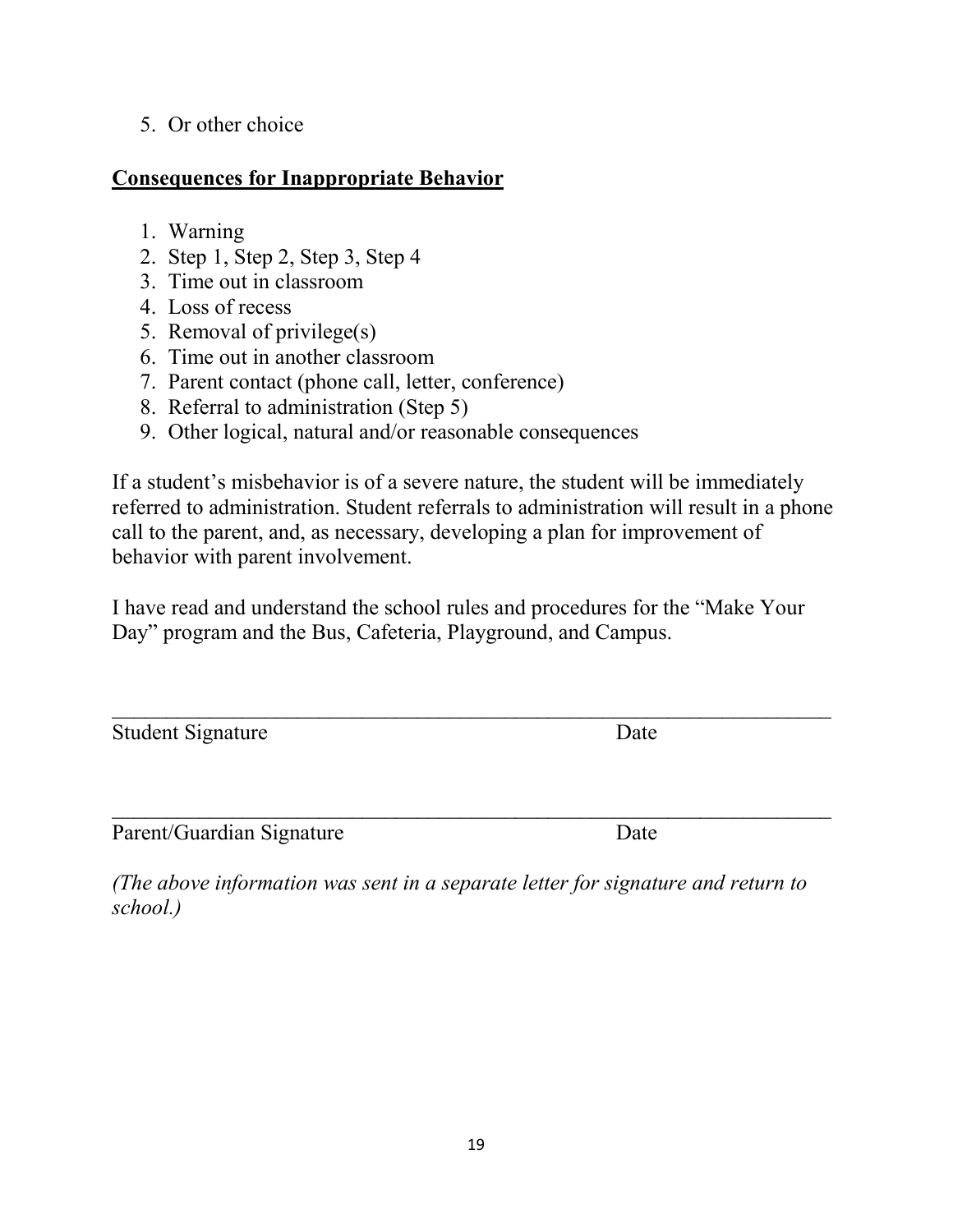5. Or other choice

**<u>Consequences for Inappropriate Behavior</u>**

1. Warning
2. Step 1, Step 2, Step 3, Step 4
3. Time out in classroom
4. Loss of recess
5. Removal of privilege(s)
6. Time out in another classroom
7. Parent contact (phone call, letter, conference)
8. Referral to administration (Step 5)
9. Other logical, natural and/or reasonable consequences

If a student's misbehavior is of a severe nature, the student will be immediately referred to administration. Student referrals to administration will result in a phone call to the parent, and, as necessary, developing a plan for improvement of behavior with parent involvement.

I have read and understand the school rules and procedures for the "Make Your Day" program and the Bus, Cafeteria, Playground, and Campus.

______________________________________________________________________

Student Signature                                                              Date

______________________________________________________________________

Parent/Guardian Signature                                                  Date

*(The above information was sent in a separate letter for signature and return to school.)*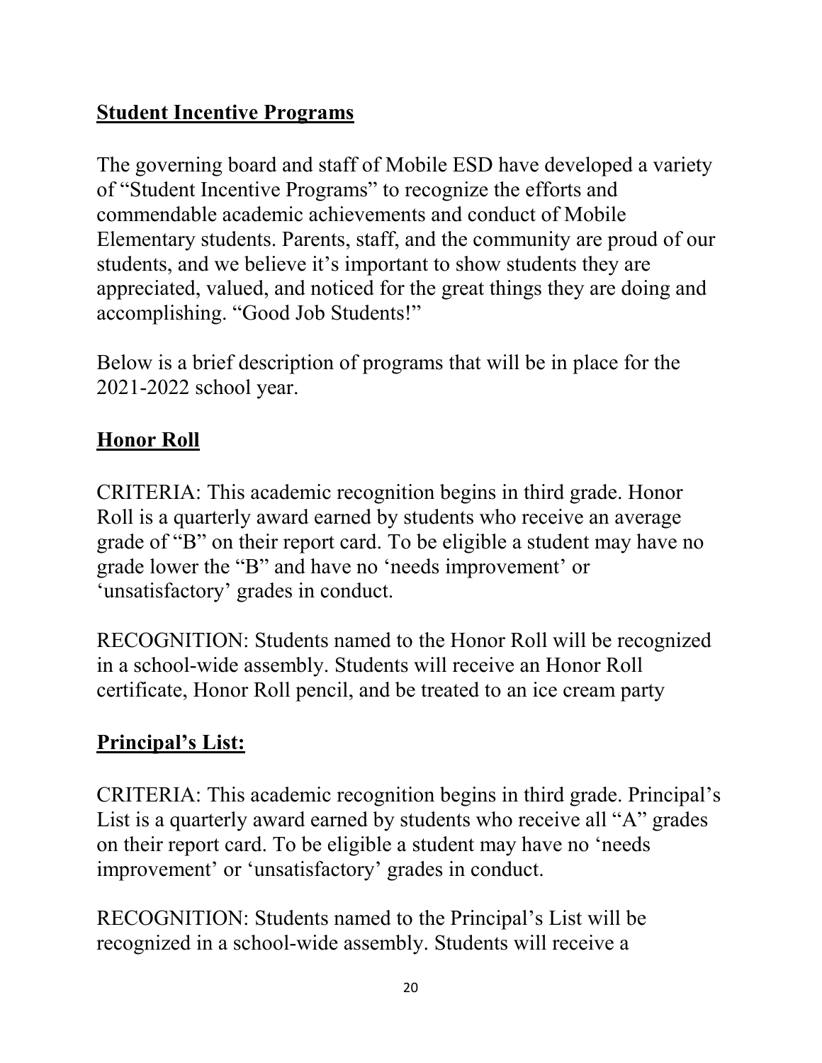## Student Incentive Programs

The governing board and staff of Mobile ESD have developed a variety of "Student Incentive Programs" to recognize the efforts and commendable academic achievements and conduct of Mobile Elementary students. Parents, staff, and the community are proud of our students, and we believe it's important to show students they are appreciated, valued, and noticed for the great things they are doing and accomplishing. "Good Job Students!"

Below is a brief description of programs that will be in place for the 2021-2022 school year.

## Honor Roll

CRITERIA: This academic recognition begins in third grade. Honor Roll is a quarterly award earned by students who receive an average grade of "B" on their report card. To be eligible a student may have no grade lower the "B" and have no 'needs improvement' or 'unsatisfactory' grades in conduct.

RECOGNITION: Students named to the Honor Roll will be recognized in a school-wide assembly. Students will receive an Honor Roll certificate, Honor Roll pencil, and be treated to an ice cream party

## Principal's List:

CRITERIA: This academic recognition begins in third grade. Principal's List is a quarterly award earned by students who receive all "A" grades on their report card. To be eligible a student may have no 'needs improvement' or 'unsatisfactory' grades in conduct.

RECOGNITION: Students named to the Principal's List will be recognized in a school-wide assembly. Students will receive a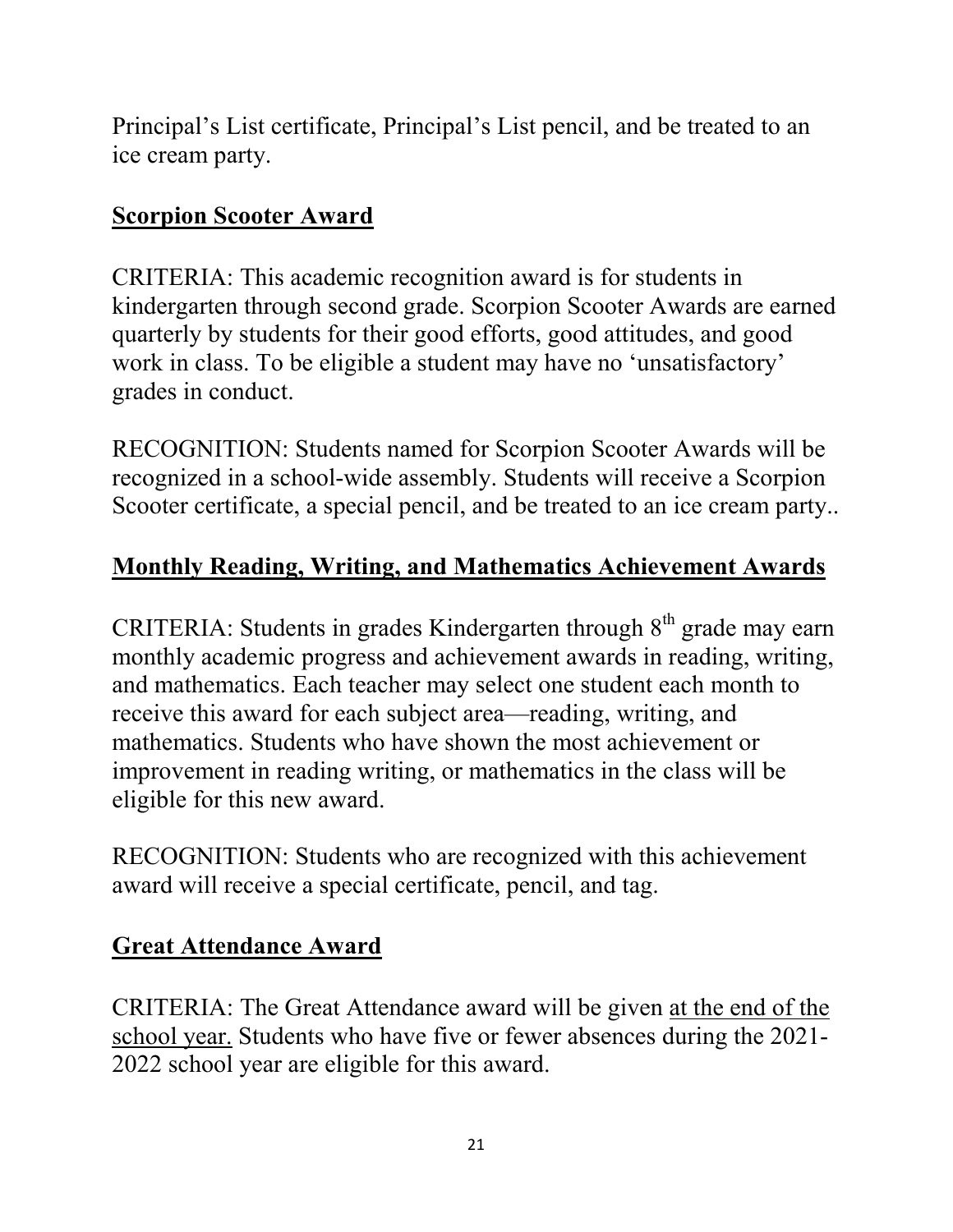Principal's List certificate, Principal's List pencil, and be treated to an ice cream party.

## Scorpion Scooter Award

CRITERIA: This academic recognition award is for students in kindergarten through second grade. Scorpion Scooter Awards are earned quarterly by students for their good efforts, good attitudes, and good work in class. To be eligible a student may have no 'unsatisfactory' grades in conduct.

RECOGNITION: Students named for Scorpion Scooter Awards will be recognized in a school-wide assembly. Students will receive a Scorpion Scooter certificate, a special pencil, and be treated to an ice cream party..

## Monthly Reading, Writing, and Mathematics Achievement Awards

CRITERIA: Students in grades Kindergarten through 8th grade may earn monthly academic progress and achievement awards in reading, writing, and mathematics. Each teacher may select one student each month to receive this award for each subject area—reading, writing, and mathematics. Students who have shown the most achievement or improvement in reading writing, or mathematics in the class will be eligible for this new award.

RECOGNITION: Students who are recognized with this achievement award will receive a special certificate, pencil, and tag.

## Great Attendance Award

CRITERIA: The Great Attendance award will be given at the end of the school year. Students who have five or fewer absences during the 2021-2022 school year are eligible for this award.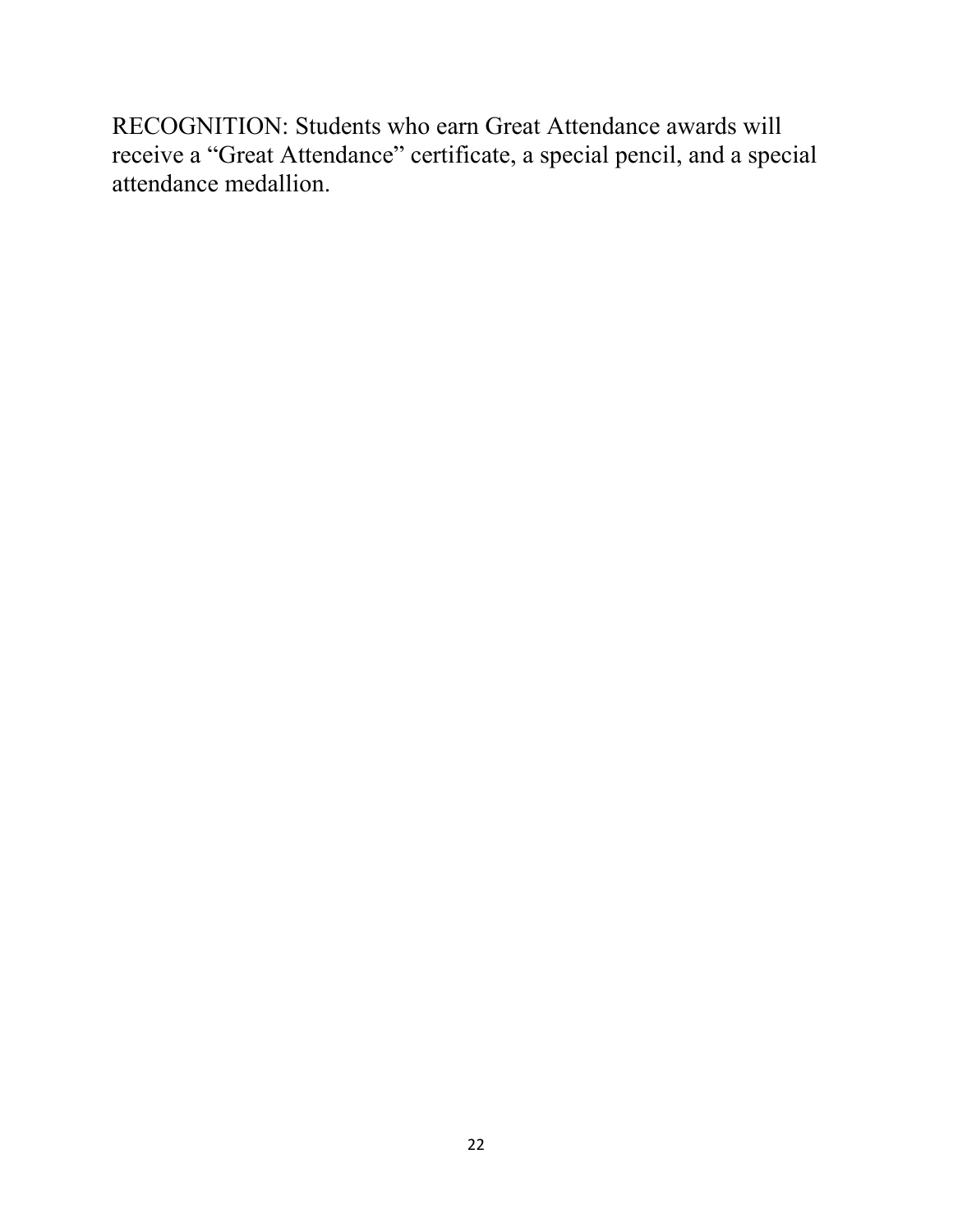RECOGNITION: Students who earn Great Attendance awards will receive a “Great Attendance” certificate, a special pencil, and a special attendance medallion.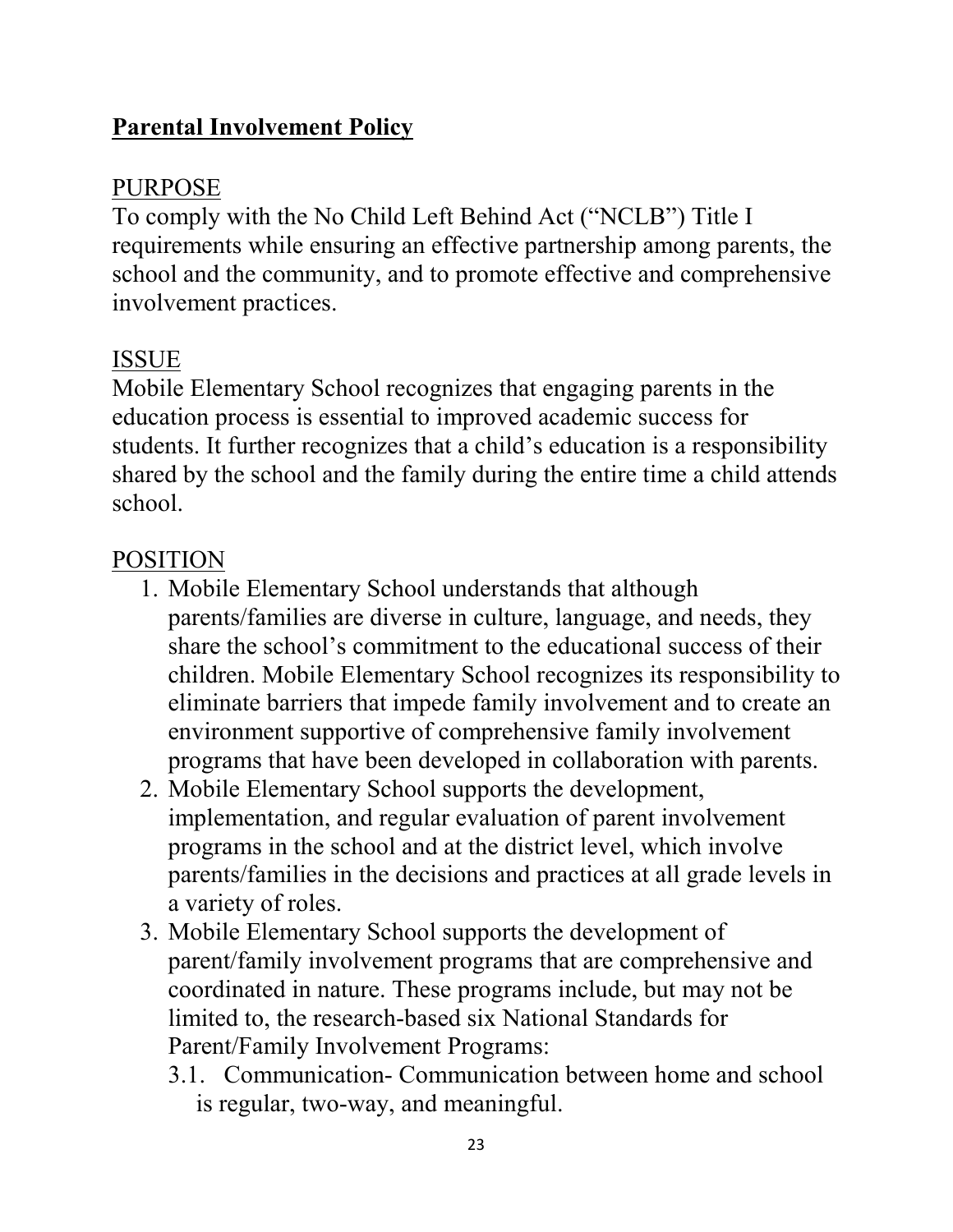## **Parental Involvement Policy**

### PURPOSE

To comply with the No Child Left Behind Act ("NCLB") Title I requirements while ensuring an effective partnership among parents, the school and the community, and to promote effective and comprehensive involvement practices.

### ISSUE

Mobile Elementary School recognizes that engaging parents in the education process is essential to improved academic success for students. It further recognizes that a child's education is a responsibility shared by the school and the family during the entire time a child attends school.

### POSITION

1. Mobile Elementary School understands that although parents/families are diverse in culture, language, and needs, they share the school's commitment to the educational success of their children. Mobile Elementary School recognizes its responsibility to eliminate barriers that impede family involvement and to create an environment supportive of comprehensive family involvement programs that have been developed in collaboration with parents.
2. Mobile Elementary School supports the development, implementation, and regular evaluation of parent involvement programs in the school and at the district level, which involve parents/families in the decisions and practices at all grade levels in a variety of roles.
3. Mobile Elementary School supports the development of parent/family involvement programs that are comprehensive and coordinated in nature. These programs include, but may not be limited to, the research-based six National Standards for Parent/Family Involvement Programs:
   3.1. Communication- Communication between home and school is regular, two-way, and meaningful.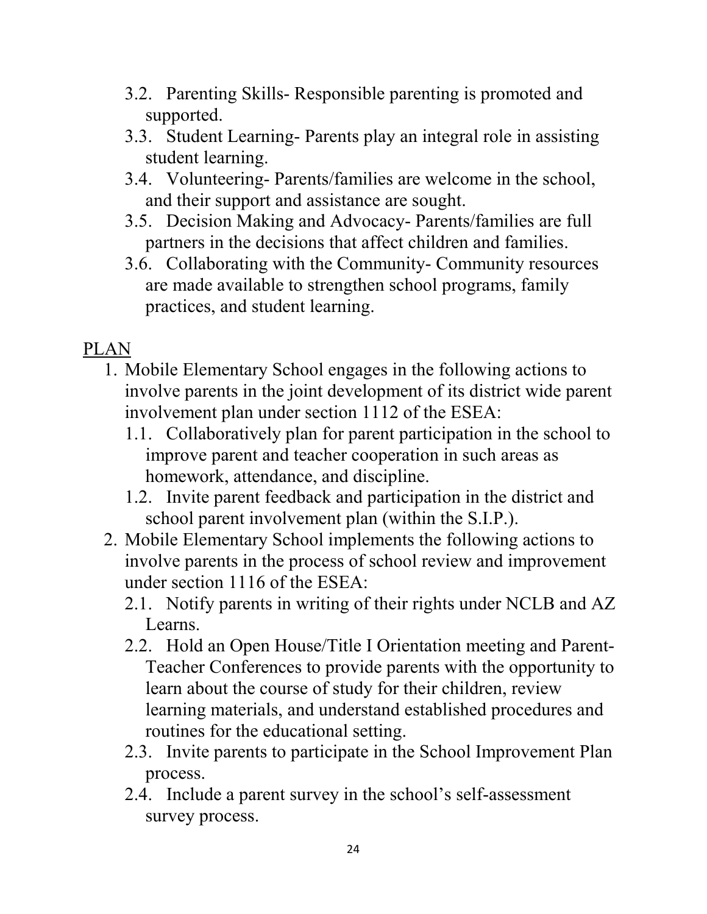3.2. Parenting Skills- Responsible parenting is promoted and supported.
3.3. Student Learning- Parents play an integral role in assisting student learning.
3.4. Volunteering- Parents/families are welcome in the school, and their support and assistance are sought.
3.5. Decision Making and Advocacy- Parents/families are full partners in the decisions that affect children and families.
3.6. Collaborating with the Community- Community resources are made available to strengthen school programs, family practices, and student learning.

<u>PLAN</u>

1. Mobile Elementary School engages in the following actions to involve parents in the joint development of its district wide parent involvement plan under section 1112 of the ESEA:
   1.1. Collaboratively plan for parent participation in the school to improve parent and teacher cooperation in such areas as homework, attendance, and discipline.
   1.2. Invite parent feedback and participation in the district and school parent involvement plan (within the S.I.P.).
2. Mobile Elementary School implements the following actions to involve parents in the process of school review and improvement under section 1116 of the ESEA:
   2.1. Notify parents in writing of their rights under NCLB and AZ Learns.
   2.2. Hold an Open House/Title I Orientation meeting and Parent-Teacher Conferences to provide parents with the opportunity to learn about the course of study for their children, review learning materials, and understand established procedures and routines for the educational setting.
   2.3. Invite parents to participate in the School Improvement Plan process.
   2.4. Include a parent survey in the school's self-assessment survey process.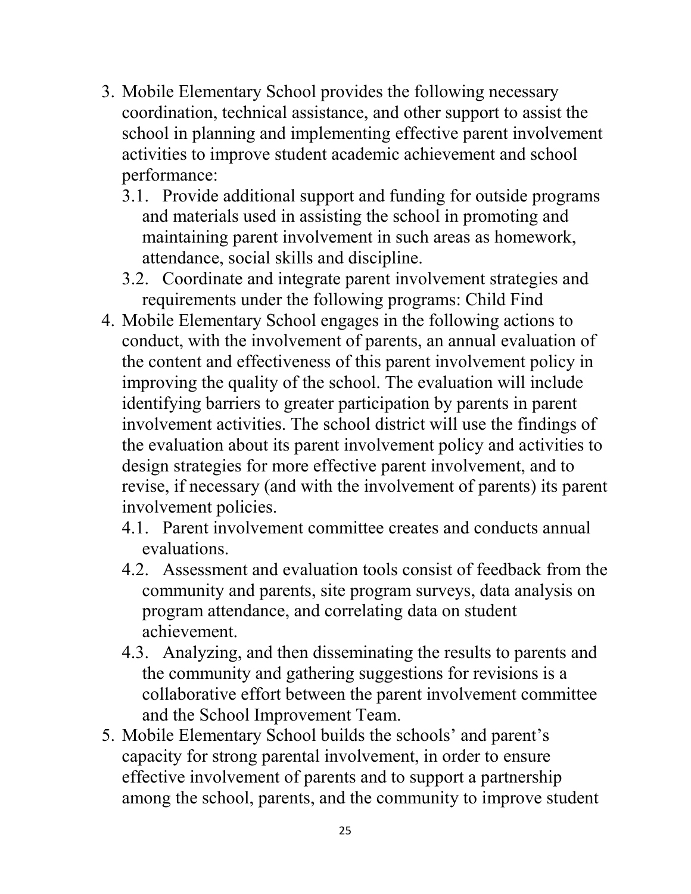3. Mobile Elementary School provides the following necessary coordination, technical assistance, and other support to assist the school in planning and implementing effective parent involvement activities to improve student academic achievement and school performance:
   - 3.1. Provide additional support and funding for outside programs and materials used in assisting the school in promoting and maintaining parent involvement in such areas as homework, attendance, social skills and discipline.
   - 3.2. Coordinate and integrate parent involvement strategies and requirements under the following programs: Child Find
4. Mobile Elementary School engages in the following actions to conduct, with the involvement of parents, an annual evaluation of the content and effectiveness of this parent involvement policy in improving the quality of the school. The evaluation will include identifying barriers to greater participation by parents in parent involvement activities. The school district will use the findings of the evaluation about its parent involvement policy and activities to design strategies for more effective parent involvement, and to revise, if necessary (and with the involvement of parents) its parent involvement policies.
   - 4.1. Parent involvement committee creates and conducts annual evaluations.
   - 4.2. Assessment and evaluation tools consist of feedback from the community and parents, site program surveys, data analysis on program attendance, and correlating data on student achievement.
   - 4.3. Analyzing, and then disseminating the results to parents and the community and gathering suggestions for revisions is a collaborative effort between the parent involvement committee and the School Improvement Team.
5. Mobile Elementary School builds the schools' and parent's capacity for strong parental involvement, in order to ensure effective involvement of parents and to support a partnership among the school, parents, and the community to improve student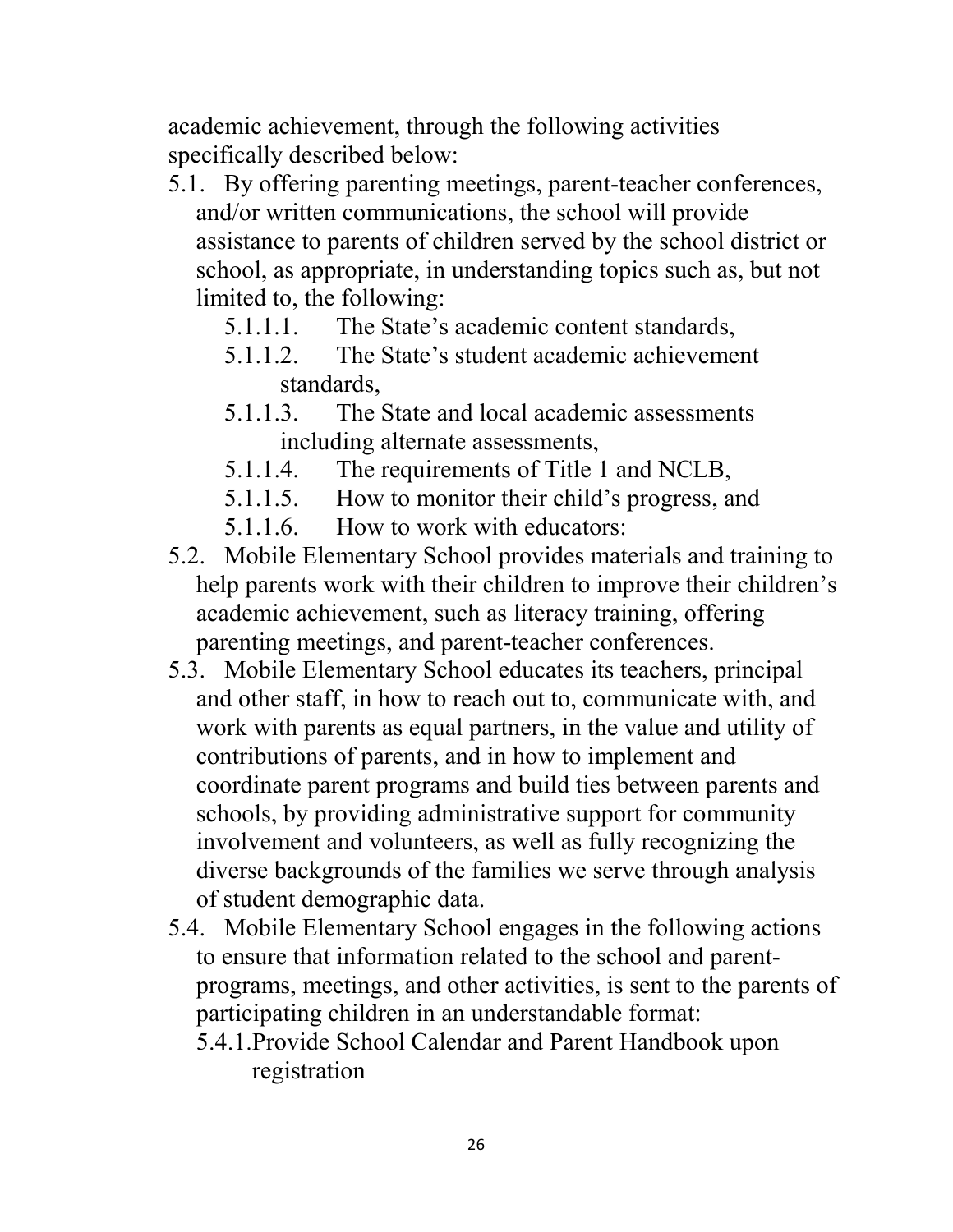academic achievement, through the following activities specifically described below:

5.1. By offering parenting meetings, parent-teacher conferences, and/or written communications, the school will provide assistance to parents of children served by the school district or school, as appropriate, in understanding topics such as, but not limited to, the following:
   - 5.1.1.1. The State's academic content standards,
   - 5.1.1.2. The State's student academic achievement standards,
   - 5.1.1.3. The State and local academic assessments including alternate assessments,
   - 5.1.1.4. The requirements of Title 1 and NCLB,
   - 5.1.1.5. How to monitor their child's progress, and
   - 5.1.1.6. How to work with educators:

5.2. Mobile Elementary School provides materials and training to help parents work with their children to improve their children's academic achievement, such as literacy training, offering parenting meetings, and parent-teacher conferences.

5.3. Mobile Elementary School educates its teachers, principal and other staff, in how to reach out to, communicate with, and work with parents as equal partners, in the value and utility of contributions of parents, and in how to implement and coordinate parent programs and build ties between parents and schools, by providing administrative support for community involvement and volunteers, as well as fully recognizing the diverse backgrounds of the families we serve through analysis of student demographic data.

5.4. Mobile Elementary School engages in the following actions to ensure that information related to the school and parent-programs, meetings, and other activities, is sent to the parents of participating children in an understandable format:
   - 5.4.1. Provide School Calendar and Parent Handbook upon registration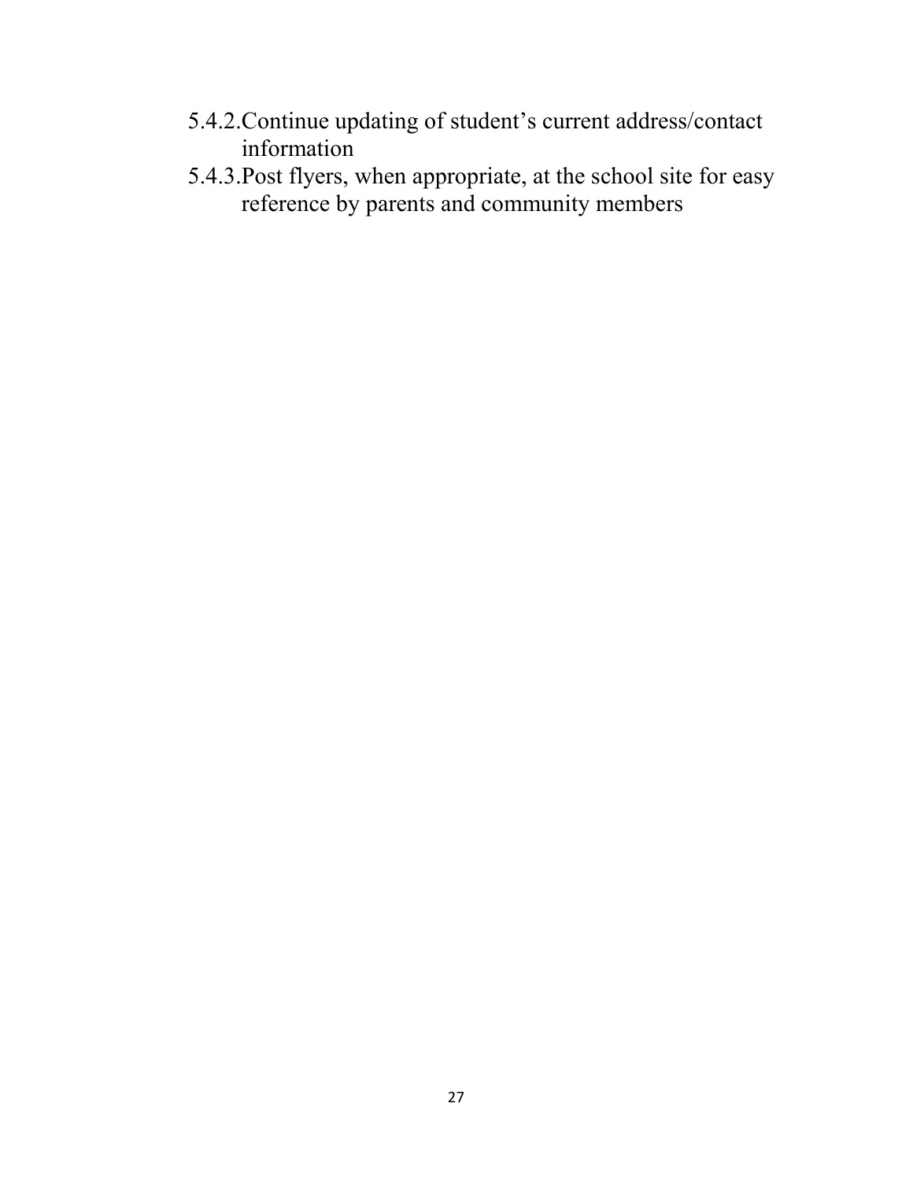5.4.2. Continue updating of student's current address/contact information

5.4.3. Post flyers, when appropriate, at the school site for easy reference by parents and community members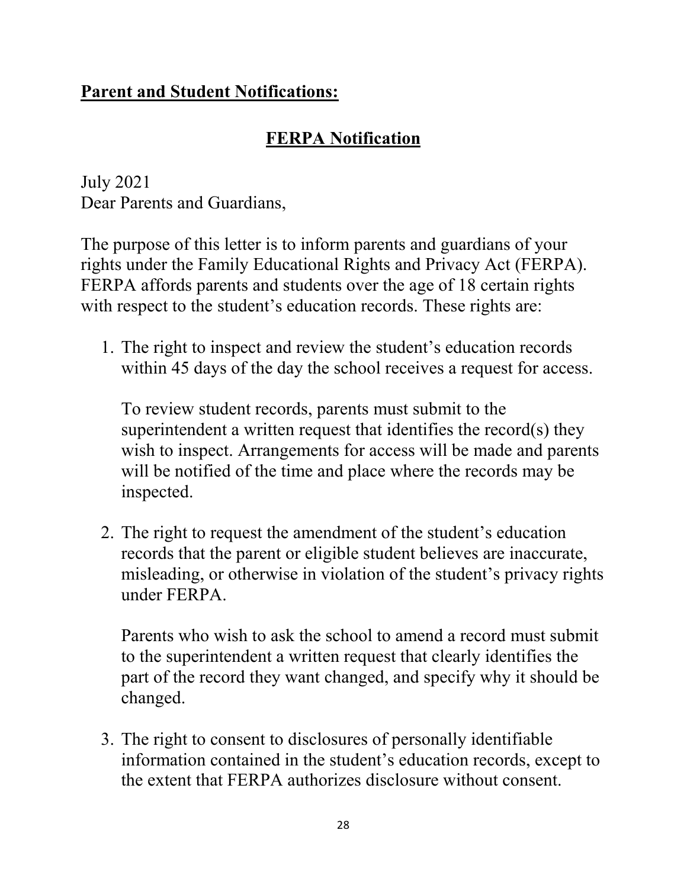## **Parent and Student Notifications:**

### **FERPA Notification**

July 2021
Dear Parents and Guardians,

The purpose of this letter is to inform parents and guardians of your rights under the Family Educational Rights and Privacy Act (FERPA). FERPA affords parents and students over the age of 18 certain rights with respect to the student's education records. These rights are:

1. The right to inspect and review the student's education records within 45 days of the day the school receives a request for access.

   To review student records, parents must submit to the superintendent a written request that identifies the record(s) they wish to inspect. Arrangements for access will be made and parents will be notified of the time and place where the records may be inspected.

2. The right to request the amendment of the student's education records that the parent or eligible student believes are inaccurate, misleading, or otherwise in violation of the student's privacy rights under FERPA.

   Parents who wish to ask the school to amend a record must submit to the superintendent a written request that clearly identifies the part of the record they want changed, and specify why it should be changed.

3. The right to consent to disclosures of personally identifiable information contained in the student's education records, except to the extent that FERPA authorizes disclosure without consent.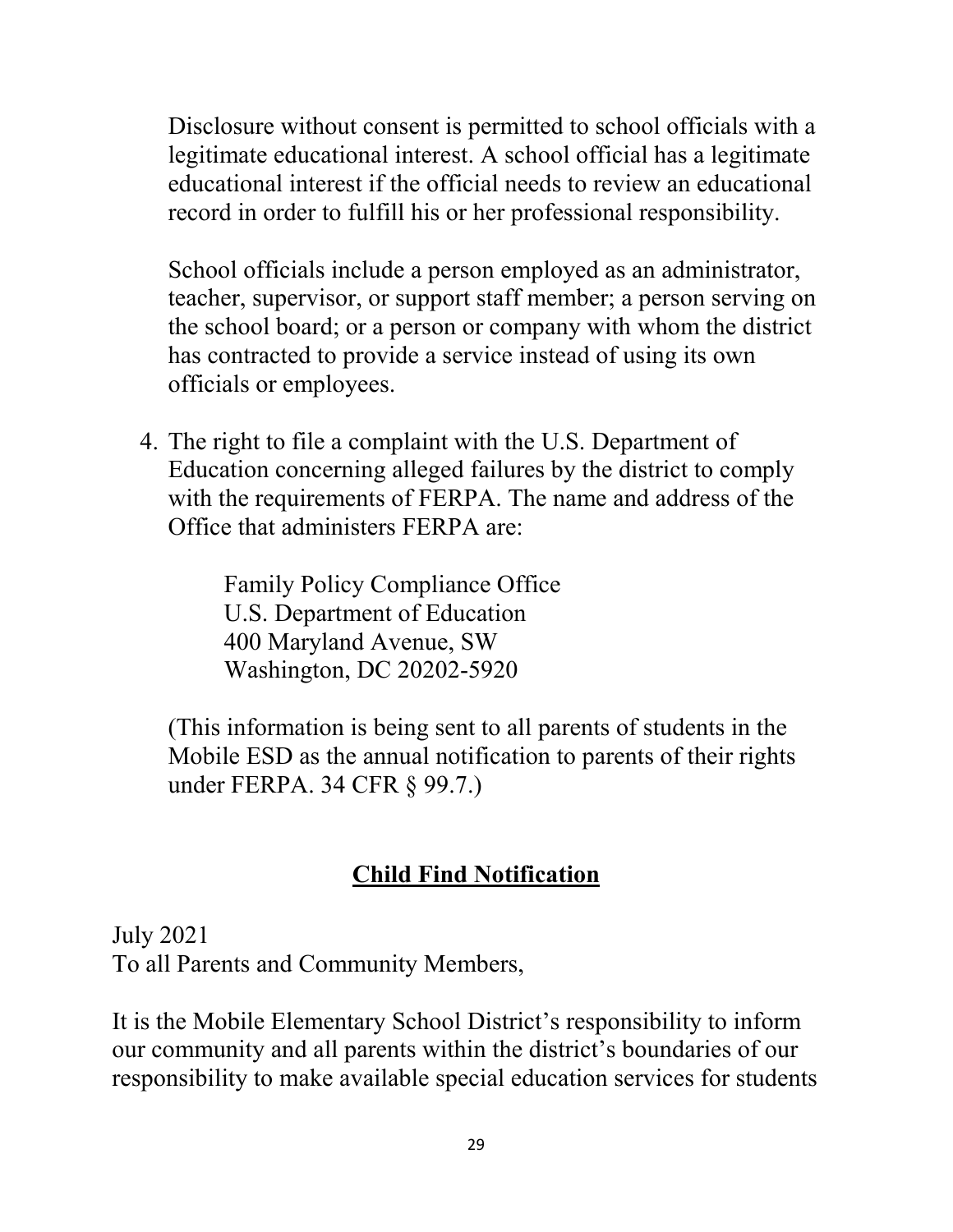Disclosure without consent is permitted to school officials with a legitimate educational interest. A school official has a legitimate educational interest if the official needs to review an educational record in order to fulfill his or her professional responsibility.

School officials include a person employed as an administrator, teacher, supervisor, or support staff member; a person serving on the school board; or a person or company with whom the district has contracted to provide a service instead of using its own officials or employees.

4. The right to file a complaint with the U.S. Department of Education concerning alleged failures by the district to comply with the requirements of FERPA. The name and address of the Office that administers FERPA are:

   Family Policy Compliance Office
   U.S. Department of Education
   400 Maryland Avenue, SW
   Washington, DC 20202-5920

   (This information is being sent to all parents of students in the Mobile ESD as the annual notification to parents of their rights under FERPA. 34 CFR § 99.7.)

## Child Find Notification

July 2021
To all Parents and Community Members,

It is the Mobile Elementary School District's responsibility to inform our community and all parents within the district's boundaries of our responsibility to make available special education services for students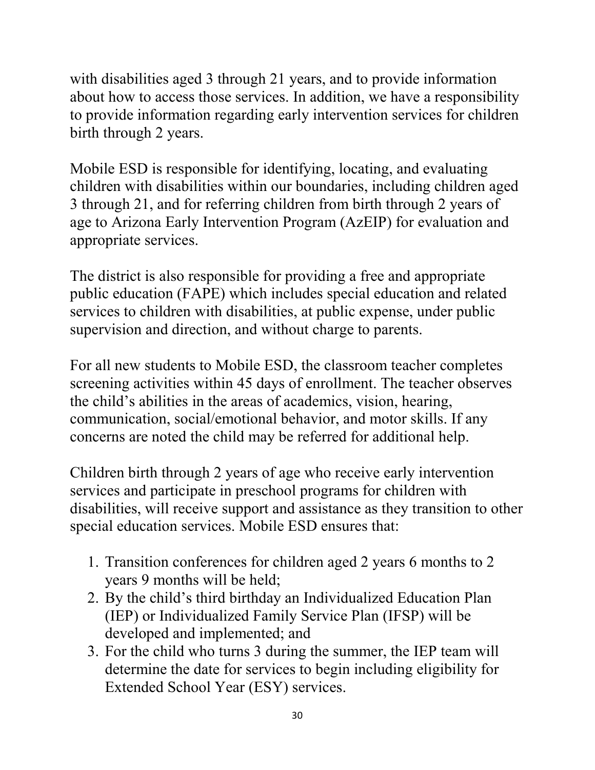with disabilities aged 3 through 21 years, and to provide information about how to access those services. In addition, we have a responsibility to provide information regarding early intervention services for children birth through 2 years.

Mobile ESD is responsible for identifying, locating, and evaluating children with disabilities within our boundaries, including children aged 3 through 21, and for referring children from birth through 2 years of age to Arizona Early Intervention Program (AzEIP) for evaluation and appropriate services.

The district is also responsible for providing a free and appropriate public education (FAPE) which includes special education and related services to children with disabilities, at public expense, under public supervision and direction, and without charge to parents.

For all new students to Mobile ESD, the classroom teacher completes screening activities within 45 days of enrollment. The teacher observes the child's abilities in the areas of academics, vision, hearing, communication, social/emotional behavior, and motor skills. If any concerns are noted the child may be referred for additional help.

Children birth through 2 years of age who receive early intervention services and participate in preschool programs for children with disabilities, will receive support and assistance as they transition to other special education services. Mobile ESD ensures that:

1. Transition conferences for children aged 2 years 6 months to 2 years 9 months will be held;
2. By the child's third birthday an Individualized Education Plan (IEP) or Individualized Family Service Plan (IFSP) will be developed and implemented; and
3. For the child who turns 3 during the summer, the IEP team will determine the date for services to begin including eligibility for Extended School Year (ESY) services.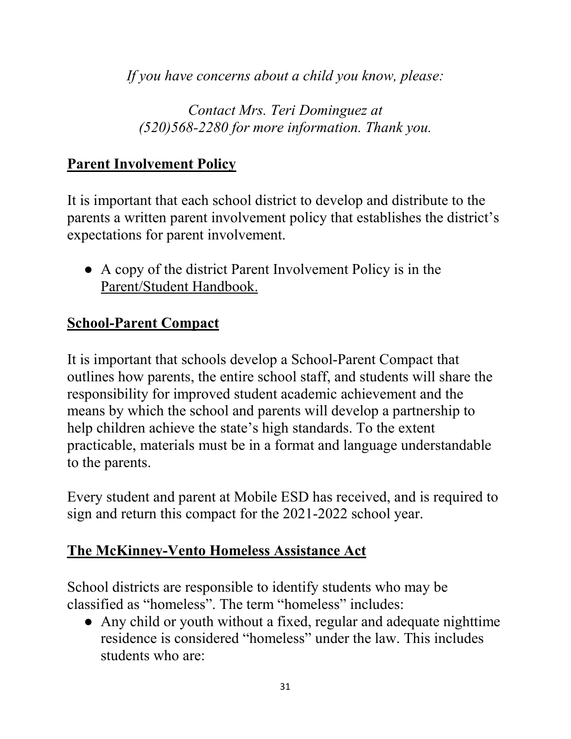*If you have concerns about a child you know, please:*

*Contact Mrs. Teri Dominguez at (520)568-2280 for more information. Thank you.*

## Parent Involvement Policy

It is important that each school district to develop and distribute to the parents a written parent involvement policy that establishes the district's expectations for parent involvement.

- A copy of the district Parent Involvement Policy is in the Parent/Student Handbook.

## School-Parent Compact

It is important that schools develop a School-Parent Compact that outlines how parents, the entire school staff, and students will share the responsibility for improved student academic achievement and the means by which the school and parents will develop a partnership to help children achieve the state's high standards. To the extent practicable, materials must be in a format and language understandable to the parents.

Every student and parent at Mobile ESD has received, and is required to sign and return this compact for the 2021-2022 school year.

## The McKinney-Vento Homeless Assistance Act

School districts are responsible to identify students who may be classified as "homeless". The term "homeless" includes:

- Any child or youth without a fixed, regular and adequate nighttime residence is considered "homeless" under the law. This includes students who are: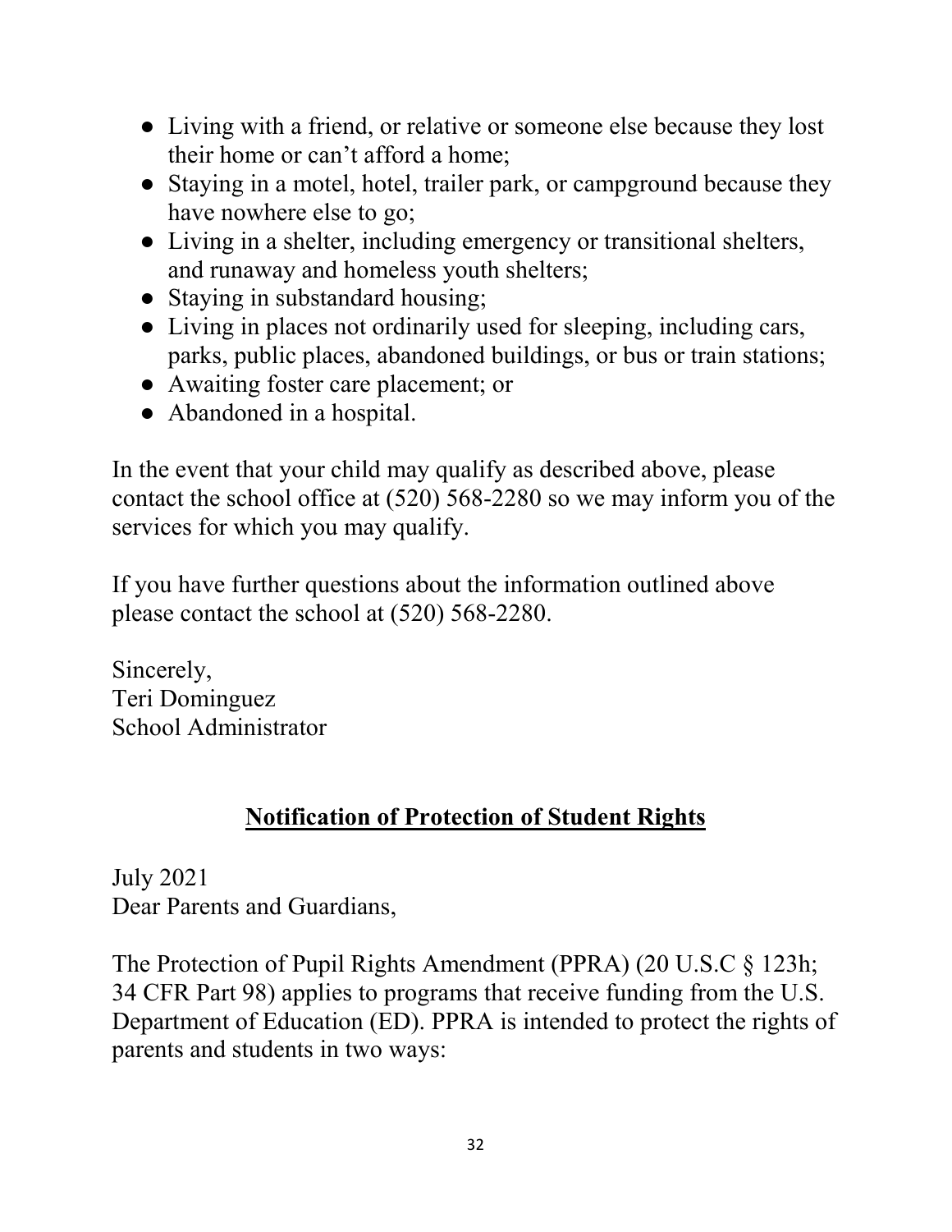- Living with a friend, or relative or someone else because they lost their home or can't afford a home;
- Staying in a motel, hotel, trailer park, or campground because they have nowhere else to go;
- Living in a shelter, including emergency or transitional shelters, and runaway and homeless youth shelters;
- Staying in substandard housing;
- Living in places not ordinarily used for sleeping, including cars, parks, public places, abandoned buildings, or bus or train stations;
- Awaiting foster care placement; or
- Abandoned in a hospital.

In the event that your child may qualify as described above, please contact the school office at (520) 568-2280 so we may inform you of the services for which you may qualify.

If you have further questions about the information outlined above please contact the school at (520) 568-2280.

Sincerely,
Teri Dominguez
School Administrator

## Notification of Protection of Student Rights

July 2021
Dear Parents and Guardians,

The Protection of Pupil Rights Amendment (PPRA) (20 U.S.C § 123h; 34 CFR Part 98) applies to programs that receive funding from the U.S. Department of Education (ED). PPRA is intended to protect the rights of parents and students in two ways: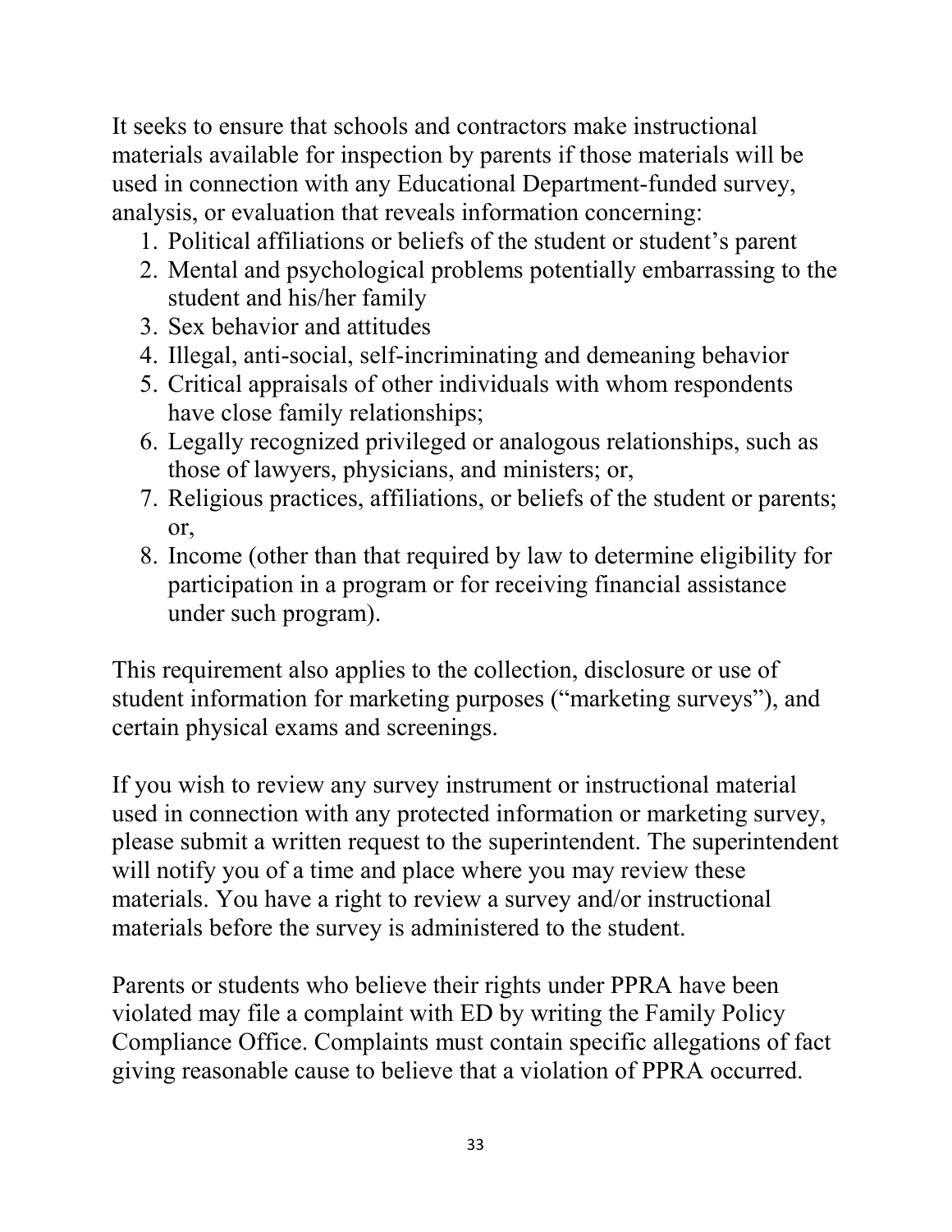It seeks to ensure that schools and contractors make instructional materials available for inspection by parents if those materials will be used in connection with any Educational Department-funded survey, analysis, or evaluation that reveals information concerning:

1. Political affiliations or beliefs of the student or student's parent
2. Mental and psychological problems potentially embarrassing to the student and his/her family
3. Sex behavior and attitudes
4. Illegal, anti-social, self-incriminating and demeaning behavior
5. Critical appraisals of other individuals with whom respondents have close family relationships;
6. Legally recognized privileged or analogous relationships, such as those of lawyers, physicians, and ministers; or,
7. Religious practices, affiliations, or beliefs of the student or parents; or,
8. Income (other than that required by law to determine eligibility for participation in a program or for receiving financial assistance under such program).

This requirement also applies to the collection, disclosure or use of student information for marketing purposes ("marketing surveys"), and certain physical exams and screenings.

If you wish to review any survey instrument or instructional material used in connection with any protected information or marketing survey, please submit a written request to the superintendent. The superintendent will notify you of a time and place where you may review these materials. You have a right to review a survey and/or instructional materials before the survey is administered to the student.

Parents or students who believe their rights under PPRA have been violated may file a complaint with ED by writing the Family Policy Compliance Office. Complaints must contain specific allegations of fact giving reasonable cause to believe that a violation of PPRA occurred.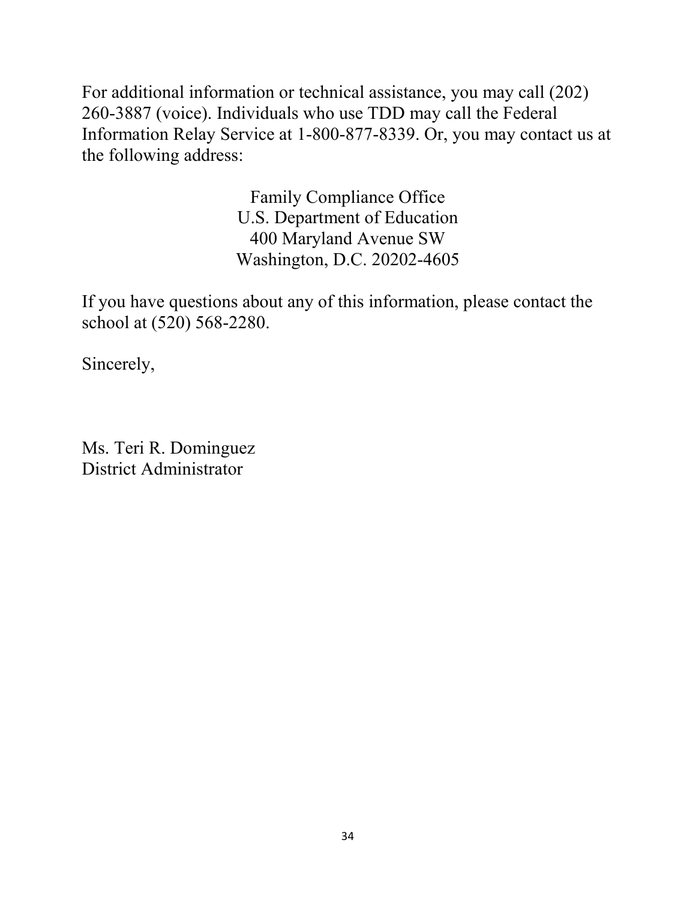For additional information or technical assistance, you may call (202) 260-3887 (voice). Individuals who use TDD may call the Federal Information Relay Service at 1-800-877-8339. Or, you may contact us at the following address:

Family Compliance Office
U.S. Department of Education
400 Maryland Avenue SW
Washington, D.C. 20202-4605

If you have questions about any of this information, please contact the school at (520) 568-2280.

Sincerely,

Ms. Teri R. Dominguez
District Administrator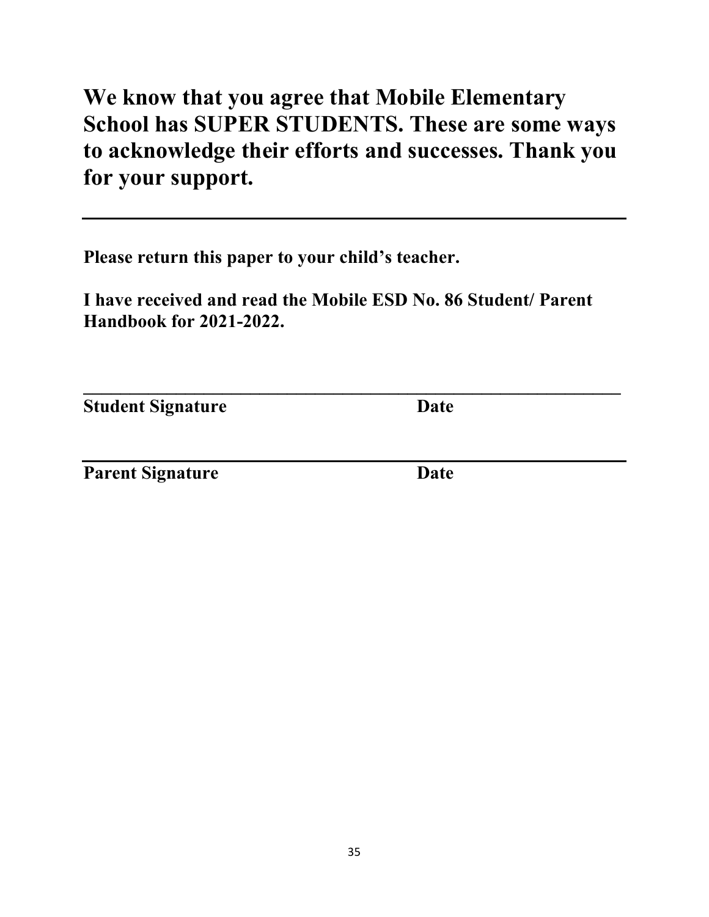## We know that you agree that Mobile Elementary School has SUPER STUDENTS. These are some ways to acknowledge their efforts and successes. Thank you for your support.

---

**Please return this paper to your child's teacher.**

**I have received and read the Mobile ESD No. 86 Student/ Parent Handbook for 2021-2022.**

\_\_\_\_\_\_\_\_\_\_\_\_\_\_\_\_\_\_\_\_\_\_\_\_\_\_\_\_\_\_\_\_\_\_\_\_\_\_\_\_\_\_\_\_\_\_\_\_\_\_\_\_\_\_\_\_\_\_\_\_\_\_

**Student Signature** **Date**

\_\_\_\_\_\_\_\_\_\_\_\_\_\_\_\_\_\_\_\_\_\_\_\_\_\_\_\_\_\_\_\_\_\_\_\_\_\_\_\_\_\_\_\_\_\_\_\_\_\_\_\_\_\_\_\_\_\_\_\_\_\_

**Parent Signature** **Date**